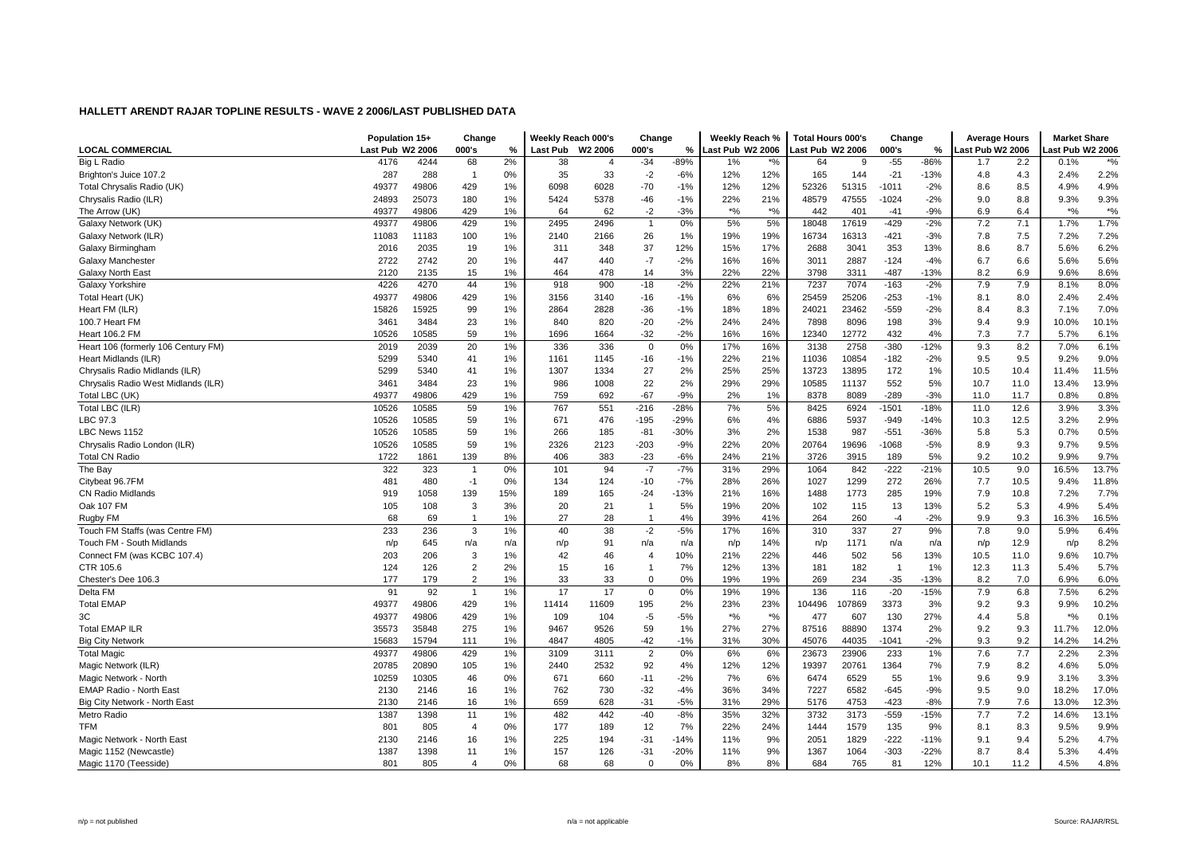# HALLETT ARENDT RAJAR TOPLINE RESULTS - WAVE 2 2006/LAST PUBLISHED DATA

| LOCAL COMMERCIAL | Population 15+ | | Change | | Weekly Reach 000's | | Change | | Weekly Reach % | | Total Hours 000's | | Change | | Average Hours | | Market Share | |
|---|---|---|---|---|---|---|---|---|---|---|---|---|---|---|---|---|---|---|
| | Last Pub | W2 2006 | 000's | % | Last Pub | W2 2006 | 000's | % | Last Pub | W2 2006 | Last Pub | W2 2006 | 000's | % | Last Pub | W2 2006 | Last Pub | W2 2006 |
| Big L Radio | 4176 | 4244 | 68 | 2% | 38 | 4 | -34 | -89% | 1% | *% | 64 | 9 | -55 | -86% | 1.7 | 2.2 | 0.1% | *% |
| Brighton's Juice 107.2 | 287 | 288 | 1 | 0% | 35 | 33 | -2 | -6% | 12% | 12% | 165 | 144 | -21 | -13% | 4.8 | 4.3 | 2.4% | 2.2% |
| Total Chrysalis Radio (UK) | 49377 | 49806 | 429 | 1% | 6098 | 6028 | -70 | -1% | 12% | 12% | 52326 | 51315 | -1011 | -2% | 8.6 | 8.5 | 4.9% | 4.9% |
| Chrysalis Radio (ILR) | 24893 | 25073 | 180 | 1% | 5424 | 5378 | -46 | -1% | 22% | 21% | 48579 | 47555 | -1024 | -2% | 9.0 | 8.8 | 9.3% | 9.3% |
| The Arrow (UK) | 49377 | 49806 | 429 | 1% | 64 | 62 | -2 | -3% | *% | *% | 442 | 401 | -41 | -9% | 6.9 | 6.4 | *% | *% |
| Galaxy Network (UK) | 49377 | 49806 | 429 | 1% | 2495 | 2496 | 1 | 0% | 5% | 5% | 18048 | 17619 | -429 | -2% | 7.2 | 7.1 | 1.7% | 1.7% |
| Galaxy Network (ILR) | 11083 | 11183 | 100 | 1% | 2140 | 2166 | 26 | 1% | 19% | 19% | 16734 | 16313 | -421 | -3% | 7.8 | 7.5 | 7.2% | 7.2% |
| Galaxy Birmingham | 2016 | 2035 | 19 | 1% | 311 | 348 | 37 | 12% | 15% | 17% | 2688 | 3041 | 353 | 13% | 8.6 | 8.7 | 5.6% | 6.2% |
| Galaxy Manchester | 2722 | 2742 | 20 | 1% | 447 | 440 | -7 | -2% | 16% | 16% | 3011 | 2887 | -124 | -4% | 6.7 | 6.6 | 5.6% | 5.6% |
| Galaxy North East | 2120 | 2135 | 15 | 1% | 464 | 478 | 14 | 3% | 22% | 22% | 3798 | 3311 | -487 | -13% | 8.2 | 6.9 | 9.6% | 8.6% |
| Galaxy Yorkshire | 4226 | 4270 | 44 | 1% | 918 | 900 | -18 | -2% | 22% | 21% | 7237 | 7074 | -163 | -2% | 7.9 | 7.9 | 8.1% | 8.0% |
| Total Heart (UK) | 49377 | 49806 | 429 | 1% | 3156 | 3140 | -16 | -1% | 6% | 6% | 25459 | 25206 | -253 | -1% | 8.1 | 8.0 | 2.4% | 2.4% |
| Heart FM (ILR) | 15826 | 15925 | 99 | 1% | 2864 | 2828 | -36 | -1% | 18% | 18% | 24021 | 23462 | -559 | -2% | 8.4 | 8.3 | 7.1% | 7.0% |
| 100.7 Heart FM | 3461 | 3484 | 23 | 1% | 840 | 820 | -20 | -2% | 24% | 24% | 7898 | 8096 | 198 | 3% | 9.4 | 9.9 | 10.0% | 10.1% |
| Heart 106.2 FM | 10526 | 10585 | 59 | 1% | 1696 | 1664 | -32 | -2% | 16% | 16% | 12340 | 12772 | 432 | 4% | 7.3 | 7.7 | 5.7% | 6.1% |
| Heart 106 (formerly 106 Century FM) | 2019 | 2039 | 20 | 1% | 336 | 336 | 0 | 0% | 17% | 16% | 3138 | 2758 | -380 | -12% | 9.3 | 8.2 | 7.0% | 6.1% |
| Heart Midlands (ILR) | 5299 | 5340 | 41 | 1% | 1161 | 1145 | -16 | -1% | 22% | 21% | 11036 | 10854 | -182 | -2% | 9.5 | 9.5 | 9.2% | 9.0% |
| Chrysalis Radio Midlands (ILR) | 5299 | 5340 | 41 | 1% | 1307 | 1334 | 27 | 2% | 25% | 25% | 13723 | 13895 | 172 | 1% | 10.5 | 10.4 | 11.4% | 11.5% |
| Chrysalis Radio West Midlands (ILR) | 3461 | 3484 | 23 | 1% | 986 | 1008 | 22 | 2% | 29% | 29% | 10585 | 11137 | 552 | 5% | 10.7 | 11.0 | 13.4% | 13.9% |
| Total LBC (UK) | 49377 | 49806 | 429 | 1% | 759 | 692 | -67 | -9% | 2% | 1% | 8378 | 8089 | -289 | -3% | 11.0 | 11.7 | 0.8% | 0.8% |
| Total LBC (ILR) | 10526 | 10585 | 59 | 1% | 767 | 551 | -216 | -28% | 7% | 5% | 8425 | 6924 | -1501 | -18% | 11.0 | 12.6 | 3.9% | 3.3% |
| LBC 97.3 | 10526 | 10585 | 59 | 1% | 671 | 476 | -195 | -29% | 6% | 4% | 6886 | 5937 | -949 | -14% | 10.3 | 12.5 | 3.2% | 2.9% |
| LBC News 1152 | 10526 | 10585 | 59 | 1% | 266 | 185 | -81 | -30% | 3% | 2% | 1538 | 987 | -551 | -36% | 5.8 | 5.3 | 0.7% | 0.5% |
| Chrysalis Radio London (ILR) | 10526 | 10585 | 59 | 1% | 2326 | 2123 | -203 | -9% | 22% | 20% | 20764 | 19696 | -1068 | -5% | 8.9 | 9.3 | 9.7% | 9.5% |
| Total CN Radio | 1722 | 1861 | 139 | 8% | 406 | 383 | -23 | -6% | 24% | 21% | 3726 | 3915 | 189 | 5% | 9.2 | 10.2 | 9.9% | 9.7% |
| The Bay | 322 | 323 | 1 | 0% | 101 | 94 | -7 | -7% | 31% | 29% | 1064 | 842 | -222 | -21% | 10.5 | 9.0 | 16.5% | 13.7% |
| Citybeat 96.7FM | 481 | 480 | -1 | 0% | 134 | 124 | -10 | -7% | 28% | 26% | 1027 | 1299 | 272 | 26% | 7.7 | 10.5 | 9.4% | 11.8% |
| CN Radio Midlands | 919 | 1058 | 139 | 15% | 189 | 165 | -24 | -13% | 21% | 16% | 1488 | 1773 | 285 | 19% | 7.9 | 10.8 | 7.2% | 7.7% |
| Oak 107 FM | 105 | 108 | 3 | 3% | 20 | 21 | 1 | 5% | 19% | 20% | 102 | 115 | 13 | 13% | 5.2 | 5.3 | 4.9% | 5.4% |
| Rugby FM | 68 | 69 | 1 | 1% | 27 | 28 | 1 | 4% | 39% | 41% | 264 | 260 | -4 | -2% | 9.9 | 9.3 | 16.3% | 16.5% |
| Touch FM Staffs (was Centre FM) | 233 | 236 | 3 | 1% | 40 | 38 | -2 | -5% | 17% | 16% | 310 | 337 | 27 | 9% | 7.8 | 9.0 | 5.9% | 6.4% |
| Touch FM - South Midlands | n/p | 645 | n/a | n/a | n/p | 91 | n/a | n/a | n/p | 14% | n/p | 1171 | n/a | n/a | n/p | 12.9 | n/p | 8.2% |
| Connect FM (was KCBC 107.4) | 203 | 206 | 3 | 1% | 42 | 46 | 4 | 10% | 21% | 22% | 446 | 502 | 56 | 13% | 10.5 | 11.0 | 9.6% | 10.7% |
| CTR 105.6 | 124 | 126 | 2 | 2% | 15 | 16 | 1 | 7% | 12% | 13% | 181 | 182 | 1 | 1% | 12.3 | 11.3 | 5.4% | 5.7% |
| Chester's Dee 106.3 | 177 | 179 | 2 | 1% | 33 | 33 | 0 | 0% | 19% | 19% | 269 | 234 | -35 | -13% | 8.2 | 7.0 | 6.9% | 6.0% |
| Delta FM | 91 | 92 | 1 | 1% | 17 | 17 | 0 | 0% | 19% | 19% | 136 | 116 | -20 | -15% | 7.9 | 6.8 | 7.5% | 6.2% |
| Total EMAP | 49377 | 49806 | 429 | 1% | 11414 | 11609 | 195 | 2% | 23% | 23% | 104496 | 107869 | 3373 | 3% | 9.2 | 9.3 | 9.9% | 10.2% |
| 3C | 49377 | 49806 | 429 | 1% | 109 | 104 | -5 | -5% | *% | *% | 477 | 607 | 130 | 27% | 4.4 | 5.8 | *% | 0.1% |
| Total EMAP ILR | 35573 | 35848 | 275 | 1% | 9467 | 9526 | 59 | 1% | 27% | 27% | 87516 | 88890 | 1374 | 2% | 9.2 | 9.3 | 11.7% | 12.0% |
| Big City Network | 15683 | 15794 | 111 | 1% | 4847 | 4805 | -42 | -1% | 31% | 30% | 45076 | 44035 | -1041 | -2% | 9.3 | 9.2 | 14.2% | 14.2% |
| Total Magic | 49377 | 49806 | 429 | 1% | 3109 | 3111 | 2 | 0% | 6% | 6% | 23673 | 23906 | 233 | 1% | 7.6 | 7.7 | 2.2% | 2.3% |
| Magic Network (ILR) | 20785 | 20890 | 105 | 1% | 2440 | 2532 | 92 | 4% | 12% | 12% | 19397 | 20761 | 1364 | 7% | 7.9 | 8.2 | 4.6% | 5.0% |
| Magic Network - North | 10259 | 10305 | 46 | 0% | 671 | 660 | -11 | -2% | 7% | 6% | 6474 | 6529 | 55 | 1% | 9.6 | 9.9 | 3.1% | 3.3% |
| EMAP Radio - North East | 2130 | 2146 | 16 | 1% | 762 | 730 | -32 | -4% | 36% | 34% | 7227 | 6582 | -645 | -9% | 9.5 | 9.0 | 18.2% | 17.0% |
| Big City Network - North East | 2130 | 2146 | 16 | 1% | 659 | 628 | -31 | -5% | 31% | 29% | 5176 | 4753 | -423 | -8% | 7.9 | 7.6 | 13.0% | 12.3% |
| Metro Radio | 1387 | 1398 | 11 | 1% | 482 | 442 | -40 | -8% | 35% | 32% | 3732 | 3173 | -559 | -15% | 7.7 | 7.2 | 14.6% | 13.1% |
| TFM | 801 | 805 | 4 | 0% | 177 | 189 | 12 | 7% | 22% | 24% | 1444 | 1579 | 135 | 9% | 8.1 | 8.3 | 9.5% | 9.9% |
| Magic Network - North East | 2130 | 2146 | 16 | 1% | 225 | 194 | -31 | -14% | 11% | 9% | 2051 | 1829 | -222 | -11% | 9.1 | 9.4 | 5.2% | 4.7% |
| Magic 1152 (Newcastle) | 1387 | 1398 | 11 | 1% | 157 | 126 | -31 | -20% | 11% | 9% | 1367 | 1064 | -303 | -22% | 8.7 | 8.4 | 5.3% | 4.4% |
| Magic 1170 (Teesside) | 801 | 805 | 4 | 0% | 68 | 68 | 0 | 0% | 8% | 8% | 684 | 765 | 81 | 12% | 10.1 | 11.2 | 4.5% | 4.8% |

n/p = not published

n/a = not applicable

Source: RAJAR/RSL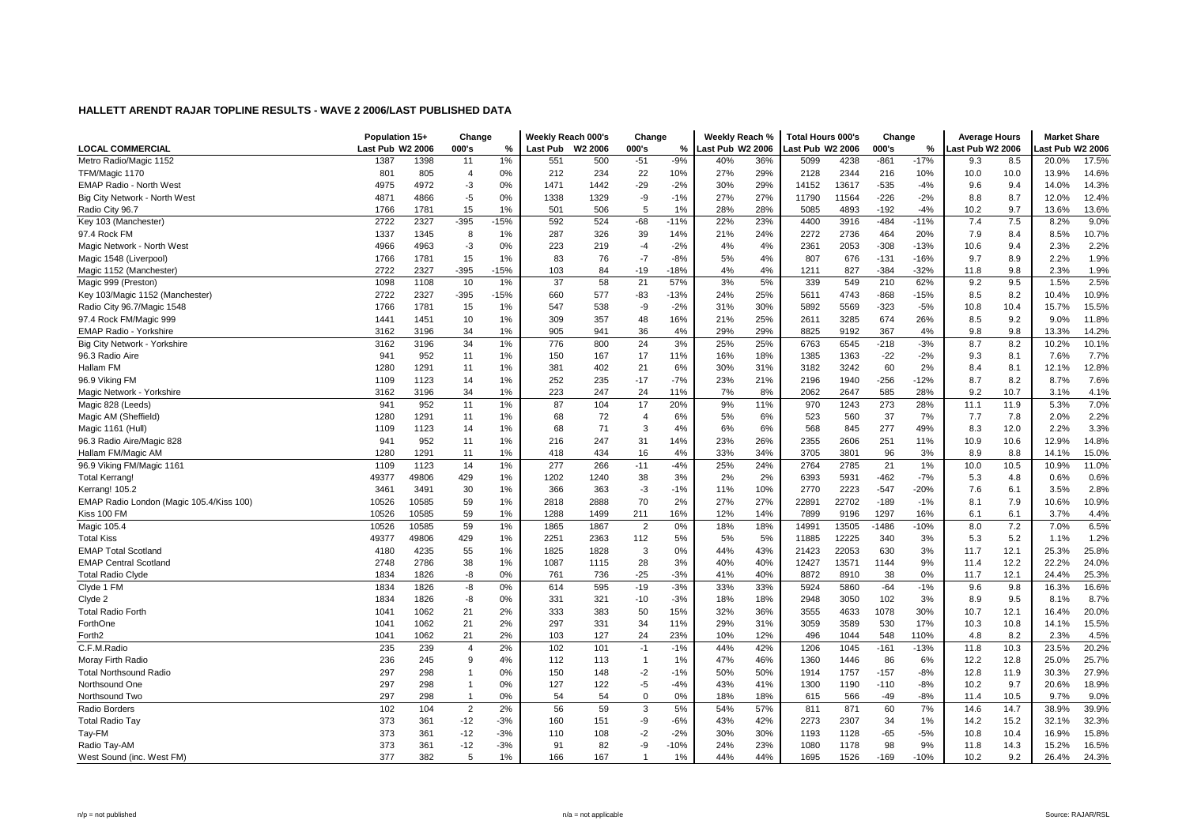## HALLETT ARENDT RAJAR TOPLINE RESULTS - WAVE 2 2006/LAST PUBLISHED DATA

| LOCAL COMMERCIAL | Population 15+ | | Change | | Weekly Reach 000's | | Change | | Weekly Reach % | | Total Hours 000's | | Change | | Average Hours | | Market Share | |
|---|---|---|---|---|---|---|---|---|---|---|---|---|---|---|---|---|---|---|
| | Last Pub | W2 2006 | 000's | % | Last Pub | W2 2006 | 000's | % | Last Pub | W2 2006 | Last Pub | W2 2006 | 000's | % | Last Pub | W2 2006 | Last Pub | W2 2006 |
| Metro Radio/Magic 1152 | 1387 | 1398 | 11 | 1% | 551 | 500 | -51 | -9% | 40% | 36% | 5099 | 4238 | -861 | -17% | 9.3 | 8.5 | 20.0% | 17.5% |
| TFM/Magic 1170 | 801 | 805 | 4 | 0% | 212 | 234 | 22 | 10% | 27% | 29% | 2128 | 2344 | 216 | 10% | 10.0 | 10.0 | 13.9% | 14.6% |
| EMAP Radio - North West | 4975 | 4972 | -3 | 0% | 1471 | 1442 | -29 | -2% | 30% | 29% | 14152 | 13617 | -535 | -4% | 9.6 | 9.4 | 14.0% | 14.3% |
| Big City Network - North West | 4871 | 4866 | -5 | 0% | 1338 | 1329 | -9 | -1% | 27% | 27% | 11790 | 11564 | -226 | -2% | 8.8 | 8.7 | 12.0% | 12.4% |
| Radio City 96.7 | 1766 | 1781 | 15 | 1% | 501 | 506 | 5 | 1% | 28% | 28% | 5085 | 4893 | -192 | -4% | 10.2 | 9.7 | 13.6% | 13.6% |
| Key 103 (Manchester) | 2722 | 2327 | -395 | -15% | 592 | 524 | -68 | -11% | 22% | 23% | 4400 | 3916 | -484 | -11% | 7.4 | 7.5 | 8.2% | 9.0% |
| 97.4 Rock FM | 1337 | 1345 | 8 | 1% | 287 | 326 | 39 | 14% | 21% | 24% | 2272 | 2736 | 464 | 20% | 7.9 | 8.4 | 8.5% | 10.7% |
| Magic Network - North West | 4966 | 4963 | -3 | 0% | 223 | 219 | -4 | -2% | 4% | 4% | 2361 | 2053 | -308 | -13% | 10.6 | 9.4 | 2.3% | 2.2% |
| Magic 1548 (Liverpool) | 1766 | 1781 | 15 | 1% | 83 | 76 | -7 | -8% | 5% | 4% | 807 | 676 | -131 | -16% | 9.7 | 8.9 | 2.2% | 1.9% |
| Magic 1152 (Manchester) | 2722 | 2327 | -395 | -15% | 103 | 84 | -19 | -18% | 4% | 4% | 1211 | 827 | -384 | -32% | 11.8 | 9.8 | 2.3% | 1.9% |
| Magic 999 (Preston) | 1098 | 1108 | 10 | 1% | 37 | 58 | 21 | 57% | 3% | 5% | 339 | 549 | 210 | 62% | 9.2 | 9.5 | 1.5% | 2.5% |
| Key 103/Magic 1152 (Manchester) | 2722 | 2327 | -395 | -15% | 660 | 577 | -83 | -13% | 24% | 25% | 5611 | 4743 | -868 | -15% | 8.5 | 8.2 | 10.4% | 10.9% |
| Radio City 96.7/Magic 1548 | 1766 | 1781 | 15 | 1% | 547 | 538 | -9 | -2% | 31% | 30% | 5892 | 5569 | -323 | -5% | 10.8 | 10.4 | 15.7% | 15.5% |
| 97.4 Rock FM/Magic 999 | 1441 | 1451 | 10 | 1% | 309 | 357 | 48 | 16% | 21% | 25% | 2611 | 3285 | 674 | 26% | 8.5 | 9.2 | 9.0% | 11.8% |
| EMAP Radio - Yorkshire | 3162 | 3196 | 34 | 1% | 905 | 941 | 36 | 4% | 29% | 29% | 8825 | 9192 | 367 | 4% | 9.8 | 9.8 | 13.3% | 14.2% |
| Big City Network - Yorkshire | 3162 | 3196 | 34 | 1% | 776 | 800 | 24 | 3% | 25% | 25% | 6763 | 6545 | -218 | -3% | 8.7 | 8.2 | 10.2% | 10.1% |
| 96.3 Radio Aire | 941 | 952 | 11 | 1% | 150 | 167 | 17 | 11% | 16% | 18% | 1385 | 1363 | -22 | -2% | 9.3 | 8.1 | 7.6% | 7.7% |
| Hallam FM | 1280 | 1291 | 11 | 1% | 381 | 402 | 21 | 6% | 30% | 31% | 3182 | 3242 | 60 | 2% | 8.4 | 8.1 | 12.1% | 12.8% |
| 96.9 Viking FM | 1109 | 1123 | 14 | 1% | 252 | 235 | -17 | -7% | 23% | 21% | 2196 | 1940 | -256 | -12% | 8.7 | 8.2 | 8.7% | 7.6% |
| Magic Network - Yorkshire | 3162 | 3196 | 34 | 1% | 223 | 247 | 24 | 11% | 7% | 8% | 2062 | 2647 | 585 | 28% | 9.2 | 10.7 | 3.1% | 4.1% |
| Magic 828 (Leeds) | 941 | 952 | 11 | 1% | 87 | 104 | 17 | 20% | 9% | 11% | 970 | 1243 | 273 | 28% | 11.1 | 11.9 | 5.3% | 7.0% |
| Magic AM (Sheffield) | 1280 | 1291 | 11 | 1% | 68 | 72 | 4 | 6% | 5% | 6% | 523 | 560 | 37 | 7% | 7.7 | 7.8 | 2.0% | 2.2% |
| Magic 1161 (Hull) | 1109 | 1123 | 14 | 1% | 68 | 71 | 3 | 4% | 6% | 6% | 568 | 845 | 277 | 49% | 8.3 | 12.0 | 2.2% | 3.3% |
| 96.3 Radio Aire/Magic 828 | 941 | 952 | 11 | 1% | 216 | 247 | 31 | 14% | 23% | 26% | 2355 | 2606 | 251 | 11% | 10.9 | 10.6 | 12.9% | 14.8% |
| Hallam FM/Magic AM | 1280 | 1291 | 11 | 1% | 418 | 434 | 16 | 4% | 33% | 34% | 3705 | 3801 | 96 | 3% | 8.9 | 8.8 | 14.1% | 15.0% |
| 96.9 Viking FM/Magic 1161 | 1109 | 1123 | 14 | 1% | 277 | 266 | -11 | -4% | 25% | 24% | 2764 | 2785 | 21 | 1% | 10.0 | 10.5 | 10.9% | 11.0% |
| Total Kerrang! | 49377 | 49806 | 429 | 1% | 1202 | 1240 | 38 | 3% | 2% | 2% | 6393 | 5931 | -462 | -7% | 5.3 | 4.8 | 0.6% | 0.6% |
| Kerrang! 105.2 | 3461 | 3491 | 30 | 1% | 366 | 363 | -3 | -1% | 11% | 10% | 2770 | 2223 | -547 | -20% | 7.6 | 6.1 | 3.5% | 2.8% |
| EMAP Radio London (Magic 105.4/Kiss 100) | 10526 | 10585 | 59 | 1% | 2818 | 2888 | 70 | 2% | 27% | 27% | 22891 | 22702 | -189 | -1% | 8.1 | 7.9 | 10.6% | 10.9% |
| Kiss 100 FM | 10526 | 10585 | 59 | 1% | 1288 | 1499 | 211 | 16% | 12% | 14% | 7899 | 9196 | 1297 | 16% | 6.1 | 6.1 | 3.7% | 4.4% |
| Magic 105.4 | 10526 | 10585 | 59 | 1% | 1865 | 1867 | 2 | 0% | 18% | 18% | 14991 | 13505 | -1486 | -10% | 8.0 | 7.2 | 7.0% | 6.5% |
| Total Kiss | 49377 | 49806 | 429 | 1% | 2251 | 2363 | 112 | 5% | 5% | 5% | 11885 | 12225 | 340 | 3% | 5.3 | 5.2 | 1.1% | 1.2% |
| EMAP Total Scotland | 4180 | 4235 | 55 | 1% | 1825 | 1828 | 3 | 0% | 44% | 43% | 21423 | 22053 | 630 | 3% | 11.7 | 12.1 | 25.3% | 25.8% |
| EMAP Central Scotland | 2748 | 2786 | 38 | 1% | 1087 | 1115 | 28 | 3% | 40% | 40% | 12427 | 13571 | 1144 | 9% | 11.4 | 12.2 | 22.2% | 24.0% |
| Total Radio Clyde | 1834 | 1826 | -8 | 0% | 761 | 736 | -25 | -3% | 41% | 40% | 8872 | 8910 | 38 | 0% | 11.7 | 12.1 | 24.4% | 25.3% |
| Clyde 1 FM | 1834 | 1826 | -8 | 0% | 614 | 595 | -19 | -3% | 33% | 33% | 5924 | 5860 | -64 | -1% | 9.6 | 9.8 | 16.3% | 16.6% |
| Clyde 2 | 1834 | 1826 | -8 | 0% | 331 | 321 | -10 | -3% | 18% | 18% | 2948 | 3050 | 102 | 3% | 8.9 | 9.5 | 8.1% | 8.7% |
| Total Radio Forth | 1041 | 1062 | 21 | 2% | 333 | 383 | 50 | 15% | 32% | 36% | 3555 | 4633 | 1078 | 30% | 10.7 | 12.1 | 16.4% | 20.0% |
| ForthOne | 1041 | 1062 | 21 | 2% | 297 | 331 | 34 | 11% | 29% | 31% | 3059 | 3589 | 530 | 17% | 10.3 | 10.8 | 14.1% | 15.5% |
| Forth2 | 1041 | 1062 | 21 | 2% | 103 | 127 | 24 | 23% | 10% | 12% | 496 | 1044 | 548 | 110% | 4.8 | 8.2 | 2.3% | 4.5% |
| C.F.M.Radio | 235 | 239 | 4 | 2% | 102 | 101 | -1 | -1% | 44% | 42% | 1206 | 1045 | -161 | -13% | 11.8 | 10.3 | 23.5% | 20.2% |
| Moray Firth Radio | 236 | 245 | 9 | 4% | 112 | 113 | 1 | 1% | 47% | 46% | 1360 | 1446 | 86 | 6% | 12.2 | 12.8 | 25.0% | 25.7% |
| Total Northsound Radio | 297 | 298 | 1 | 0% | 150 | 148 | -2 | -1% | 50% | 50% | 1914 | 1757 | -157 | -8% | 12.8 | 11.9 | 30.3% | 27.9% |
| Northsound One | 297 | 298 | 1 | 0% | 127 | 122 | -5 | -4% | 43% | 41% | 1300 | 1190 | -110 | -8% | 10.2 | 9.7 | 20.6% | 18.9% |
| Northsound Two | 297 | 298 | 1 | 0% | 54 | 54 | 0 | 0% | 18% | 18% | 615 | 566 | -49 | -8% | 11.4 | 10.5 | 9.7% | 9.0% |
| Radio Borders | 102 | 104 | 2 | 2% | 56 | 59 | 3 | 5% | 54% | 57% | 811 | 871 | 60 | 7% | 14.6 | 14.7 | 38.9% | 39.9% |
| Total Radio Tay | 373 | 361 | -12 | -3% | 160 | 151 | -9 | -6% | 43% | 42% | 2273 | 2307 | 34 | 1% | 14.2 | 15.2 | 32.1% | 32.3% |
| Tay-FM | 373 | 361 | -12 | -3% | 110 | 108 | -2 | -2% | 30% | 30% | 1193 | 1128 | -65 | -5% | 10.8 | 10.4 | 16.9% | 15.8% |
| Radio Tay-AM | 373 | 361 | -12 | -3% | 91 | 82 | -9 | -10% | 24% | 23% | 1080 | 1178 | 98 | 9% | 11.8 | 14.3 | 15.2% | 16.5% |
| West Sound (inc. West FM) | 377 | 382 | 5 | 1% | 166 | 167 | 1 | 1% | 44% | 44% | 1695 | 1526 | -169 | -10% | 10.2 | 9.2 | 26.4% | 24.3% |

n/p = not published  n/a = not applicable  Source: RAJAR/RSL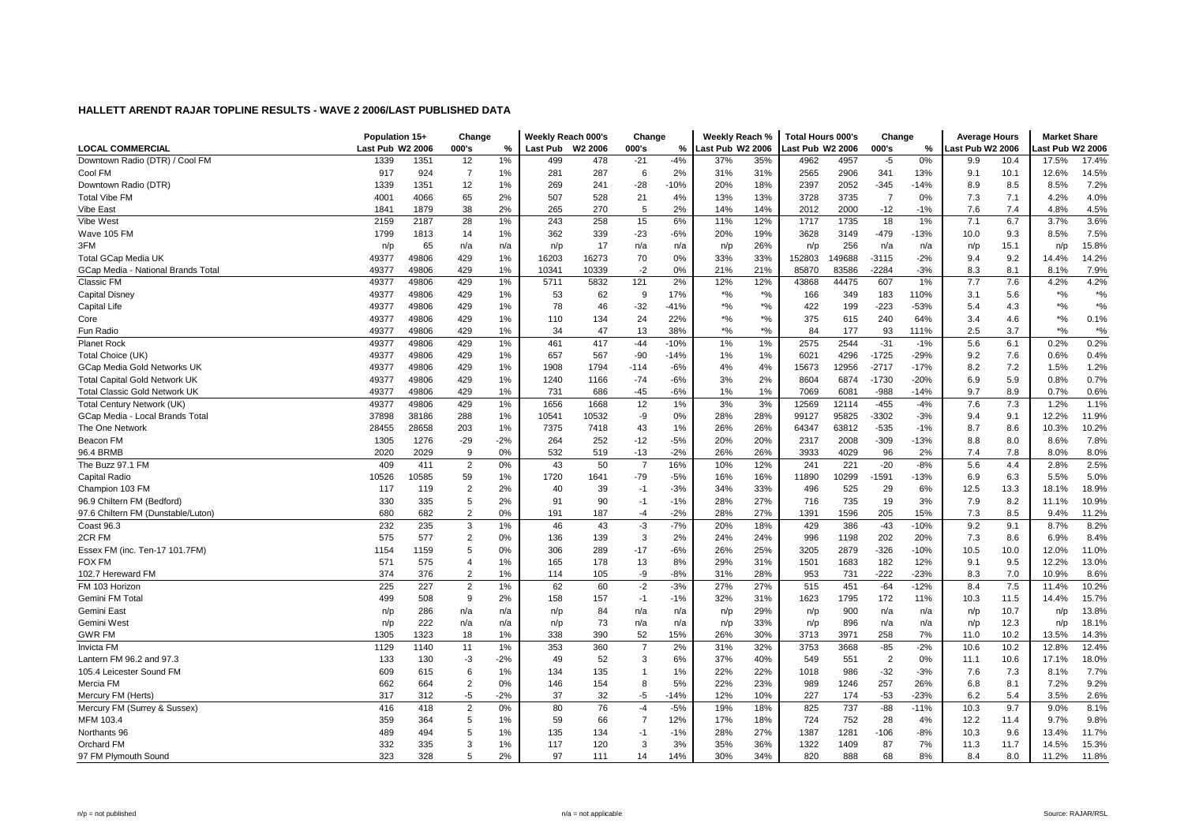## HALLETT ARENDT RAJAR TOPLINE RESULTS - WAVE 2 2006/LAST PUBLISHED DATA

| LOCAL COMMERCIAL | Population 15+ | | Change | | Weekly Reach 000's | | Change | | Weekly Reach % | | Total Hours 000's | | Change | | Average Hours | | Market Share | |
|---|---|---|---|---|---|---|---|---|---|---|---|---|---|---|---|---|---|---|
| | Last Pub | W2 2006 | 000's | % | Last Pub | W2 2006 | 000's | % | Last Pub | W2 2006 | Last Pub | W2 2006 | 000's | % | Last Pub | W2 2006 | Last Pub | W2 2006 |
| Downtown Radio (DTR) / Cool FM | 1339 | 1351 | 12 | 1% | 499 | 478 | -21 | -4% | 37% | 35% | 4962 | 4957 | -5 | 0% | 9.9 | 10.4 | 17.5% | 17.4% |
| Cool FM | 917 | 924 | 7 | 1% | 281 | 287 | 6 | 2% | 31% | 31% | 2565 | 2906 | 341 | 13% | 9.1 | 10.1 | 12.6% | 14.5% |
| Downtown Radio (DTR) | 1339 | 1351 | 12 | 1% | 269 | 241 | -28 | -10% | 20% | 18% | 2397 | 2052 | -345 | -14% | 8.9 | 8.5 | 8.5% | 7.2% |
| Total Vibe FM | 4001 | 4066 | 65 | 2% | 507 | 528 | 21 | 4% | 13% | 13% | 3728 | 3735 | 7 | 0% | 7.3 | 7.1 | 4.2% | 4.0% |
| Vibe East | 1841 | 1879 | 38 | 2% | 265 | 270 | 5 | 2% | 14% | 14% | 2012 | 2000 | -12 | -1% | 7.6 | 7.4 | 4.8% | 4.5% |
| Vibe West | 2159 | 2187 | 28 | 1% | 243 | 258 | 15 | 6% | 11% | 12% | 1717 | 1735 | 18 | 1% | 7.1 | 6.7 | 3.7% | 3.6% |
| Wave 105 FM | 1799 | 1813 | 14 | 1% | 362 | 339 | -23 | -6% | 20% | 19% | 3628 | 3149 | -479 | -13% | 10.0 | 9.3 | 8.5% | 7.5% |
| 3FM | n/p | 65 | n/a | n/a | n/p | 17 | n/a | n/a | n/p | 26% | n/p | 256 | n/a | n/a | n/p | 15.1 | n/p | 15.8% |
| Total GCap Media UK | 49377 | 49806 | 429 | 1% | 16203 | 16273 | 70 | 0% | 33% | 33% | 152803 | 149688 | -3115 | -2% | 9.4 | 9.2 | 14.4% | 14.2% |
| GCap Media - National Brands Total | 49377 | 49806 | 429 | 1% | 10341 | 10339 | -2 | 0% | 21% | 21% | 85870 | 83586 | -2284 | -3% | 8.3 | 8.1 | 8.1% | 7.9% |
| Classic FM | 49377 | 49806 | 429 | 1% | 5711 | 5832 | 121 | 2% | 12% | 12% | 43868 | 44475 | 607 | 1% | 7.7 | 7.6 | 4.2% | 4.2% |
| Capital Disney | 49377 | 49806 | 429 | 1% | 53 | 62 | 9 | 17% | *% | *% | 166 | 349 | 183 | 110% | 3.1 | 5.6 | *% | *% |
| Capital Life | 49377 | 49806 | 429 | 1% | 78 | 46 | -32 | -41% | *% | *% | 422 | 199 | -223 | -53% | 5.4 | 4.3 | *% | *% |
| Core | 49377 | 49806 | 429 | 1% | 110 | 134 | 24 | 22% | *% | *% | 375 | 615 | 240 | 64% | 3.4 | 4.6 | *% | 0.1% |
| Fun Radio | 49377 | 49806 | 429 | 1% | 34 | 47 | 13 | 38% | *% | *% | 84 | 177 | 93 | 111% | 2.5 | 3.7 | *% | *% |
| Planet Rock | 49377 | 49806 | 429 | 1% | 461 | 417 | -44 | -10% | 1% | 1% | 2575 | 2544 | -31 | -1% | 5.6 | 6.1 | 0.2% | 0.2% |
| Total Choice (UK) | 49377 | 49806 | 429 | 1% | 657 | 567 | -90 | -14% | 1% | 1% | 6021 | 4296 | -1725 | -29% | 9.2 | 7.6 | 0.6% | 0.4% |
| GCap Media Gold Networks UK | 49377 | 49806 | 429 | 1% | 1908 | 1794 | -114 | -6% | 4% | 4% | 15673 | 12956 | -2717 | -17% | 8.2 | 7.2 | 1.5% | 1.2% |
| Total Capital Gold Network UK | 49377 | 49806 | 429 | 1% | 1240 | 1166 | -74 | -6% | 3% | 2% | 8604 | 6874 | -1730 | -20% | 6.9 | 5.9 | 0.8% | 0.7% |
| Total Classic Gold Network UK | 49377 | 49806 | 429 | 1% | 731 | 686 | -45 | -6% | 1% | 1% | 7069 | 6081 | -988 | -14% | 9.7 | 8.9 | 0.7% | 0.6% |
| Total Century Network (UK) | 49377 | 49806 | 429 | 1% | 1656 | 1668 | 12 | 1% | 3% | 3% | 12569 | 12114 | -455 | -4% | 7.6 | 7.3 | 1.2% | 1.1% |
| GCap Media - Local Brands Total | 37898 | 38186 | 288 | 1% | 10541 | 10532 | -9 | 0% | 28% | 28% | 99127 | 95825 | -3302 | -3% | 9.4 | 9.1 | 12.2% | 11.9% |
| The One Network | 28455 | 28658 | 203 | 1% | 7375 | 7418 | 43 | 1% | 26% | 26% | 64347 | 63812 | -535 | -1% | 8.7 | 8.6 | 10.3% | 10.2% |
| Beacon FM | 1305 | 1276 | -29 | -2% | 264 | 252 | -12 | -5% | 20% | 20% | 2317 | 2008 | -309 | -13% | 8.8 | 8.0 | 8.6% | 7.8% |
| 96.4 BRMB | 2020 | 2029 | 9 | 0% | 532 | 519 | -13 | -2% | 26% | 26% | 3933 | 4029 | 96 | 2% | 7.4 | 7.8 | 8.0% | 8.0% |
| The Buzz 97.1 FM | 409 | 411 | 2 | 0% | 43 | 50 | 7 | 16% | 10% | 12% | 241 | 221 | -20 | -8% | 5.6 | 4.4 | 2.8% | 2.5% |
| Capital Radio | 10526 | 10585 | 59 | 1% | 1720 | 1641 | -79 | -5% | 16% | 16% | 11890 | 10299 | -1591 | -13% | 6.9 | 6.3 | 5.5% | 5.0% |
| Champion 103 FM | 117 | 119 | 2 | 2% | 40 | 39 | -1 | -3% | 34% | 33% | 496 | 525 | 29 | 6% | 12.5 | 13.3 | 18.1% | 18.9% |
| 96.9 Chiltern FM (Bedford) | 330 | 335 | 5 | 2% | 91 | 90 | -1 | -1% | 28% | 27% | 716 | 735 | 19 | 3% | 7.9 | 8.2 | 11.1% | 10.9% |
| 97.6 Chiltern FM (Dunstable/Luton) | 680 | 682 | 2 | 0% | 191 | 187 | -4 | -2% | 28% | 27% | 1391 | 1596 | 205 | 15% | 7.3 | 8.5 | 9.4% | 11.2% |
| Coast 96.3 | 232 | 235 | 3 | 1% | 46 | 43 | -3 | -7% | 20% | 18% | 429 | 386 | -43 | -10% | 9.2 | 9.1 | 8.7% | 8.2% |
| 2CR FM | 575 | 577 | 2 | 0% | 136 | 139 | 3 | 2% | 24% | 24% | 996 | 1198 | 202 | 20% | 7.3 | 8.6 | 6.9% | 8.4% |
| Essex FM (inc. Ten-17 101.7FM) | 1154 | 1159 | 5 | 0% | 306 | 289 | -17 | -6% | 26% | 25% | 3205 | 2879 | -326 | -10% | 10.5 | 10.0 | 12.0% | 11.0% |
| FOX FM | 571 | 575 | 4 | 1% | 165 | 178 | 13 | 8% | 29% | 31% | 1501 | 1683 | 182 | 12% | 9.1 | 9.5 | 12.2% | 13.0% |
| 102.7 Hereward FM | 374 | 376 | 2 | 1% | 114 | 105 | -9 | -8% | 31% | 28% | 953 | 731 | -222 | -23% | 8.3 | 7.0 | 10.9% | 8.6% |
| FM 103 Horizon | 225 | 227 | 2 | 1% | 62 | 60 | -2 | -3% | 27% | 27% | 515 | 451 | -64 | -12% | 8.4 | 7.5 | 11.4% | 10.2% |
| Gemini FM Total | 499 | 508 | 9 | 2% | 158 | 157 | -1 | -1% | 32% | 31% | 1623 | 1795 | 172 | 11% | 10.3 | 11.5 | 14.4% | 15.7% |
| Gemini East | n/p | 286 | n/a | n/a | n/p | 84 | n/a | n/a | n/p | 29% | n/p | 900 | n/a | n/a | n/p | 10.7 | n/p | 13.8% |
| Gemini West | n/p | 222 | n/a | n/a | n/p | 73 | n/a | n/a | n/p | 33% | n/p | 896 | n/a | n/a | n/p | 12.3 | n/p | 18.1% |
| GWR FM | 1305 | 1323 | 18 | 1% | 338 | 390 | 52 | 15% | 26% | 30% | 3713 | 3971 | 258 | 7% | 11.0 | 10.2 | 13.5% | 14.3% |
| Invicta FM | 1129 | 1140 | 11 | 1% | 353 | 360 | 7 | 2% | 31% | 32% | 3753 | 3668 | -85 | -2% | 10.6 | 10.2 | 12.8% | 12.4% |
| Lantern FM 96.2 and 97.3 | 133 | 130 | -3 | -2% | 49 | 52 | 3 | 6% | 37% | 40% | 549 | 551 | 2 | 0% | 11.1 | 10.6 | 17.1% | 18.0% |
| 105.4 Leicester Sound FM | 609 | 615 | 6 | 1% | 134 | 135 | 1 | 1% | 22% | 22% | 1018 | 986 | -32 | -3% | 7.6 | 7.3 | 8.1% | 7.7% |
| Mercia FM | 662 | 664 | 2 | 0% | 146 | 154 | 8 | 5% | 22% | 23% | 989 | 1246 | 257 | 26% | 6.8 | 8.1 | 7.2% | 9.2% |
| Mercury FM (Herts) | 317 | 312 | -5 | -2% | 37 | 32 | -5 | -14% | 12% | 10% | 227 | 174 | -53 | -23% | 6.2 | 5.4 | 3.5% | 2.6% |
| Mercury FM (Surrey & Sussex) | 416 | 418 | 2 | 0% | 80 | 76 | -4 | -5% | 19% | 18% | 825 | 737 | -88 | -11% | 10.3 | 9.7 | 9.0% | 8.1% |
| MFM 103.4 | 359 | 364 | 5 | 1% | 59 | 66 | 7 | 12% | 17% | 18% | 724 | 752 | 28 | 4% | 12.2 | 11.4 | 9.7% | 9.8% |
| Northants 96 | 489 | 494 | 5 | 1% | 135 | 134 | -1 | -1% | 28% | 27% | 1387 | 1281 | -106 | -8% | 10.3 | 9.6 | 13.4% | 11.7% |
| Orchard FM | 332 | 335 | 3 | 1% | 117 | 120 | 3 | 3% | 35% | 36% | 1322 | 1409 | 87 | 7% | 11.3 | 11.7 | 14.5% | 15.3% |
| 97 FM Plymouth Sound | 323 | 328 | 5 | 2% | 97 | 111 | 14 | 14% | 30% | 34% | 820 | 888 | 68 | 8% | 8.4 | 8.0 | 11.2% | 11.8% |

n/p = not published | n/a = not applicable | Source: RAJAR/RSL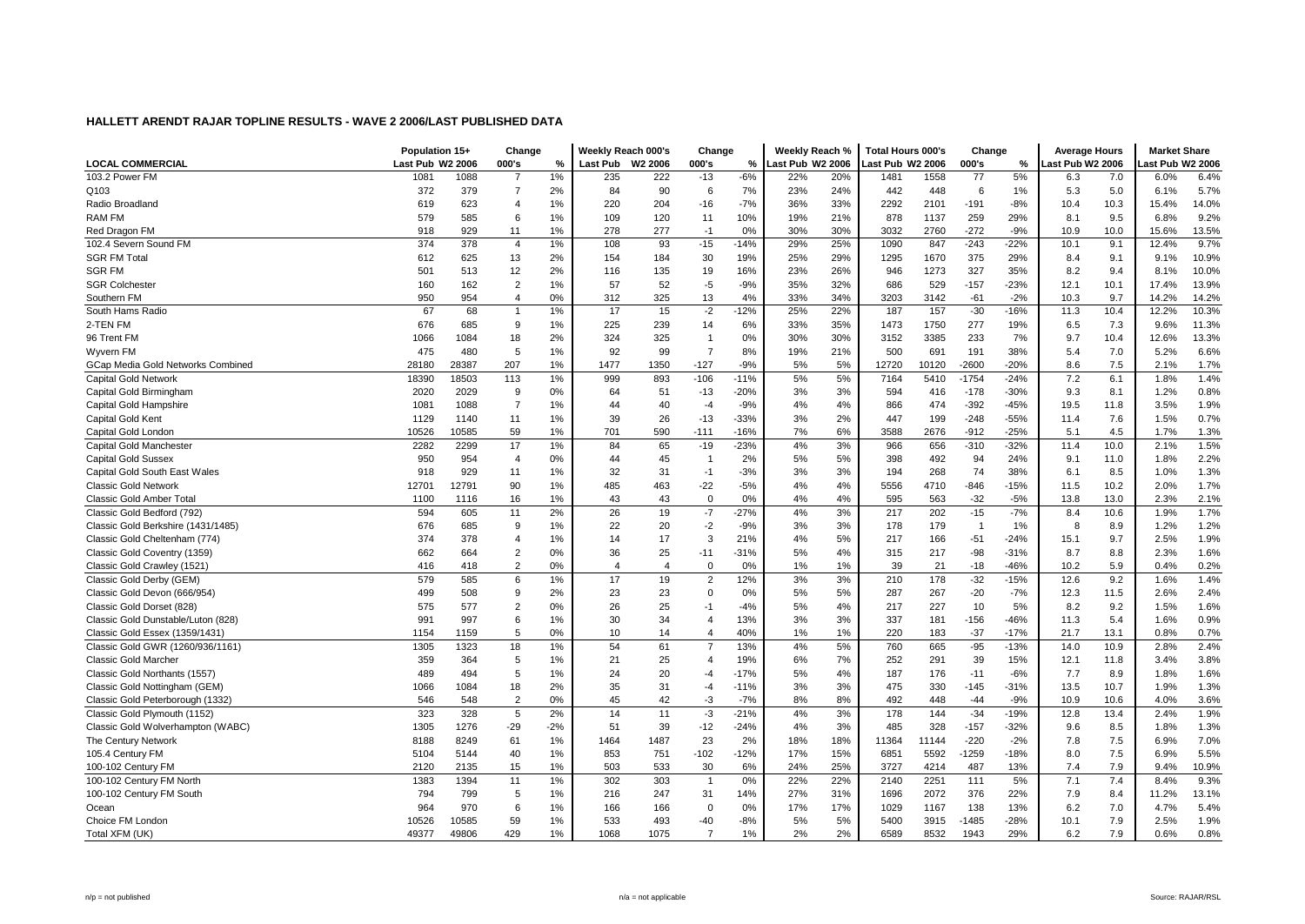# HALLETT ARENDT RAJAR TOPLINE RESULTS - WAVE 2 2006/LAST PUBLISHED DATA

| LOCAL COMMERCIAL | Population 15+ | | Change | | Weekly Reach 000's | | Change | | Weekly Reach % | | Total Hours 000's | | Change | | Average Hours | | Market Share | |
|---|---|---|---|---|---|---|---|---|---|---|---|---|---|---|---|---|---|---|
| | Last Pub | W2 2006 | 000's | % | Last Pub | W2 2006 | 000's | % | Last Pub | W2 2006 | Last Pub | W2 2006 | 000's | % | Last Pub | W2 2006 | Last Pub | W2 2006 |
| 103.2 Power FM | 1081 | 1088 | 7 | 1% | 235 | 222 | -13 | -6% | 22% | 20% | 1481 | 1558 | 77 | 5% | 6.3 | 7.0 | 6.0% | 6.4% |
| Q103 | 372 | 379 | 7 | 2% | 84 | 90 | 6 | 7% | 23% | 24% | 442 | 448 | 6 | 1% | 5.3 | 5.0 | 6.1% | 5.7% |
| Radio Broadland | 619 | 623 | 4 | 1% | 220 | 204 | -16 | -7% | 36% | 33% | 2292 | 2101 | -191 | -8% | 10.4 | 10.3 | 15.4% | 14.0% |
| RAM FM | 579 | 585 | 6 | 1% | 109 | 120 | 11 | 10% | 19% | 21% | 878 | 1137 | 259 | 29% | 8.1 | 9.5 | 6.8% | 9.2% |
| Red Dragon FM | 918 | 929 | 11 | 1% | 278 | 277 | -1 | 0% | 30% | 30% | 3032 | 2760 | -272 | -9% | 10.9 | 10.0 | 15.6% | 13.5% |
| 102.4 Severn Sound FM | 374 | 378 | 4 | 1% | 108 | 93 | -15 | -14% | 29% | 25% | 1090 | 847 | -243 | -22% | 10.1 | 9.1 | 12.4% | 9.7% |
| SGR FM Total | 612 | 625 | 13 | 2% | 154 | 184 | 30 | 19% | 25% | 29% | 1295 | 1670 | 375 | 29% | 8.4 | 9.1 | 9.1% | 10.9% |
| SGR FM | 501 | 513 | 12 | 2% | 116 | 135 | 19 | 16% | 23% | 26% | 946 | 1273 | 327 | 35% | 8.2 | 9.4 | 8.1% | 10.0% |
| SGR Colchester | 160 | 162 | 2 | 1% | 57 | 52 | -5 | -9% | 35% | 32% | 686 | 529 | -157 | -23% | 12.1 | 10.1 | 17.4% | 13.9% |
| Southern FM | 950 | 954 | 4 | 0% | 312 | 325 | 13 | 4% | 33% | 34% | 3203 | 3142 | -61 | -2% | 10.3 | 9.7 | 14.2% | 14.2% |
| South Hams Radio | 67 | 68 | 1 | 1% | 17 | 15 | -2 | -12% | 25% | 22% | 187 | 157 | -30 | -16% | 11.3 | 10.4 | 12.2% | 10.3% |
| 2-TEN FM | 676 | 685 | 9 | 1% | 225 | 239 | 14 | 6% | 33% | 35% | 1473 | 1750 | 277 | 19% | 6.5 | 7.3 | 9.6% | 11.3% |
| 96 Trent FM | 1066 | 1084 | 18 | 2% | 324 | 325 | 1 | 0% | 30% | 30% | 3152 | 3385 | 233 | 7% | 9.7 | 10.4 | 12.6% | 13.3% |
| Wyvern FM | 475 | 480 | 5 | 1% | 92 | 99 | 7 | 8% | 19% | 21% | 500 | 691 | 191 | 38% | 5.4 | 7.0 | 5.2% | 6.6% |
| GCap Media Gold Networks Combined | 28180 | 28387 | 207 | 1% | 1477 | 1350 | -127 | -9% | 5% | 5% | 12720 | 10120 | -2600 | -20% | 8.6 | 7.5 | 2.1% | 1.7% |
| Capital Gold Network | 18390 | 18503 | 113 | 1% | 999 | 893 | -106 | -11% | 5% | 5% | 7164 | 5410 | -1754 | -24% | 7.2 | 6.1 | 1.8% | 1.4% |
| Capital Gold Birmingham | 2020 | 2029 | 9 | 0% | 64 | 51 | -13 | -20% | 3% | 3% | 594 | 416 | -178 | -30% | 9.3 | 8.1 | 1.2% | 0.8% |
| Capital Gold Hampshire | 1081 | 1088 | 7 | 1% | 44 | 40 | -4 | -9% | 4% | 4% | 866 | 474 | -392 | -45% | 19.5 | 11.8 | 3.5% | 1.9% |
| Capital Gold Kent | 1129 | 1140 | 11 | 1% | 39 | 26 | -13 | -33% | 3% | 2% | 447 | 199 | -248 | -55% | 11.4 | 7.6 | 1.5% | 0.7% |
| Capital Gold London | 10526 | 10585 | 59 | 1% | 701 | 590 | -111 | -16% | 7% | 6% | 3588 | 2676 | -912 | -25% | 5.1 | 4.5 | 1.7% | 1.3% |
| Capital Gold Manchester | 2282 | 2299 | 17 | 1% | 84 | 65 | -19 | -23% | 4% | 3% | 966 | 656 | -310 | -32% | 11.4 | 10.0 | 2.1% | 1.5% |
| Capital Gold Sussex | 950 | 954 | 4 | 0% | 44 | 45 | 1 | 2% | 5% | 5% | 398 | 492 | 94 | 24% | 9.1 | 11.0 | 1.8% | 2.2% |
| Capital Gold South East Wales | 918 | 929 | 11 | 1% | 32 | 31 | -1 | -3% | 3% | 3% | 194 | 268 | 74 | 38% | 6.1 | 8.5 | 1.0% | 1.3% |
| Classic Gold Network | 12701 | 12791 | 90 | 1% | 485 | 463 | -22 | -5% | 4% | 4% | 5556 | 4710 | -846 | -15% | 11.5 | 10.2 | 2.0% | 1.7% |
| Classic Gold Amber Total | 1100 | 1116 | 16 | 1% | 43 | 43 | 0 | 0% | 4% | 4% | 595 | 563 | -32 | -5% | 13.8 | 13.0 | 2.3% | 2.1% |
| Classic Gold Bedford (792) | 594 | 605 | 11 | 2% | 26 | 19 | -7 | -27% | 4% | 3% | 217 | 202 | -15 | -7% | 8.4 | 10.6 | 1.9% | 1.7% |
| Classic Gold Berkshire (1431/1485) | 676 | 685 | 9 | 1% | 22 | 20 | -2 | -9% | 3% | 3% | 178 | 179 | 1 | 1% | 8 | 8.9 | 1.2% | 1.2% |
| Classic Gold Cheltenham (774) | 374 | 378 | 4 | 1% | 14 | 17 | 3 | 21% | 4% | 5% | 217 | 166 | -51 | -24% | 15.1 | 9.7 | 2.5% | 1.9% |
| Classic Gold Coventry (1359) | 662 | 664 | 2 | 0% | 36 | 25 | -11 | -31% | 5% | 4% | 315 | 217 | -98 | -31% | 8.7 | 8.8 | 2.3% | 1.6% |
| Classic Gold Crawley (1521) | 416 | 418 | 2 | 0% | 4 | 4 | 0 | 0% | 1% | 1% | 39 | 21 | -18 | -46% | 10.2 | 5.9 | 0.4% | 0.2% |
| Classic Gold Derby (GEM) | 579 | 585 | 6 | 1% | 17 | 19 | 2 | 12% | 3% | 3% | 210 | 178 | -32 | -15% | 12.6 | 9.2 | 1.6% | 1.4% |
| Classic Gold Devon (666/954) | 499 | 508 | 9 | 2% | 23 | 23 | 0 | 0% | 5% | 5% | 287 | 267 | -20 | -7% | 12.3 | 11.5 | 2.6% | 2.4% |
| Classic Gold Dorset (828) | 575 | 577 | 2 | 0% | 26 | 25 | -1 | -4% | 5% | 4% | 217 | 227 | 10 | 5% | 8.2 | 9.2 | 1.5% | 1.6% |
| Classic Gold Dunstable/Luton (828) | 991 | 997 | 6 | 1% | 30 | 34 | 4 | 13% | 3% | 3% | 337 | 181 | -156 | -46% | 11.3 | 5.4 | 1.6% | 0.9% |
| Classic Gold Essex (1359/1431) | 1154 | 1159 | 5 | 0% | 10 | 14 | 4 | 40% | 1% | 1% | 220 | 183 | -37 | -17% | 21.7 | 13.1 | 0.8% | 0.7% |
| Classic Gold GWR (1260/936/1161) | 1305 | 1323 | 18 | 1% | 54 | 61 | 7 | 13% | 4% | 5% | 760 | 665 | -95 | -13% | 14.0 | 10.9 | 2.8% | 2.4% |
| Classic Gold Marcher | 359 | 364 | 5 | 1% | 21 | 25 | 4 | 19% | 6% | 7% | 252 | 291 | 39 | 15% | 12.1 | 11.8 | 3.4% | 3.8% |
| Classic Gold Northants (1557) | 489 | 494 | 5 | 1% | 24 | 20 | -4 | -17% | 5% | 4% | 187 | 176 | -11 | -6% | 7.7 | 8.9 | 1.8% | 1.6% |
| Classic Gold Nottingham (GEM) | 1066 | 1084 | 18 | 2% | 35 | 31 | -4 | -11% | 3% | 3% | 475 | 330 | -145 | -31% | 13.5 | 10.7 | 1.9% | 1.3% |
| Classic Gold Peterborough (1332) | 546 | 548 | 2 | 0% | 45 | 42 | -3 | -7% | 8% | 8% | 492 | 448 | -44 | -9% | 10.9 | 10.6 | 4.0% | 3.6% |
| Classic Gold Plymouth (1152) | 323 | 328 | 5 | 2% | 14 | 11 | -3 | -21% | 4% | 3% | 178 | 144 | -34 | -19% | 12.8 | 13.4 | 2.4% | 1.9% |
| Classic Gold Wolverhampton (WABC) | 1305 | 1276 | -29 | -2% | 51 | 39 | -12 | -24% | 4% | 3% | 485 | 328 | -157 | -32% | 9.6 | 8.5 | 1.8% | 1.3% |
| The Century Network | 8188 | 8249 | 61 | 1% | 1464 | 1487 | 23 | 2% | 18% | 18% | 11364 | 11144 | -220 | -2% | 7.8 | 7.5 | 6.9% | 7.0% |
| 105.4 Century FM | 5104 | 5144 | 40 | 1% | 853 | 751 | -102 | -12% | 17% | 15% | 6851 | 5592 | -1259 | -18% | 8.0 | 7.5 | 6.9% | 5.5% |
| 100-102 Century FM | 2120 | 2135 | 15 | 1% | 503 | 533 | 30 | 6% | 24% | 25% | 3727 | 4214 | 487 | 13% | 7.4 | 7.9 | 9.4% | 10.9% |
| 100-102 Century FM North | 1383 | 1394 | 11 | 1% | 302 | 303 | 1 | 0% | 22% | 22% | 2140 | 2251 | 111 | 5% | 7.1 | 7.4 | 8.4% | 9.3% |
| 100-102 Century FM South | 794 | 799 | 5 | 1% | 216 | 247 | 31 | 14% | 27% | 31% | 1696 | 2072 | 376 | 22% | 7.9 | 8.4 | 11.2% | 13.1% |
| Ocean | 964 | 970 | 6 | 1% | 166 | 166 | 0 | 0% | 17% | 17% | 1029 | 1167 | 138 | 13% | 6.2 | 7.0 | 4.7% | 5.4% |
| Choice FM London | 10526 | 10585 | 59 | 1% | 533 | 493 | -40 | -8% | 5% | 5% | 5400 | 3915 | -1485 | -28% | 10.1 | 7.9 | 2.5% | 1.9% |
| Total XFM (UK) | 49377 | 49806 | 429 | 1% | 1068 | 1075 | 7 | 1% | 2% | 2% | 6589 | 8532 | 1943 | 29% | 6.2 | 7.9 | 0.6% | 0.8% |

n/p = not published | n/a = not applicable | Source: RAJAR/RSL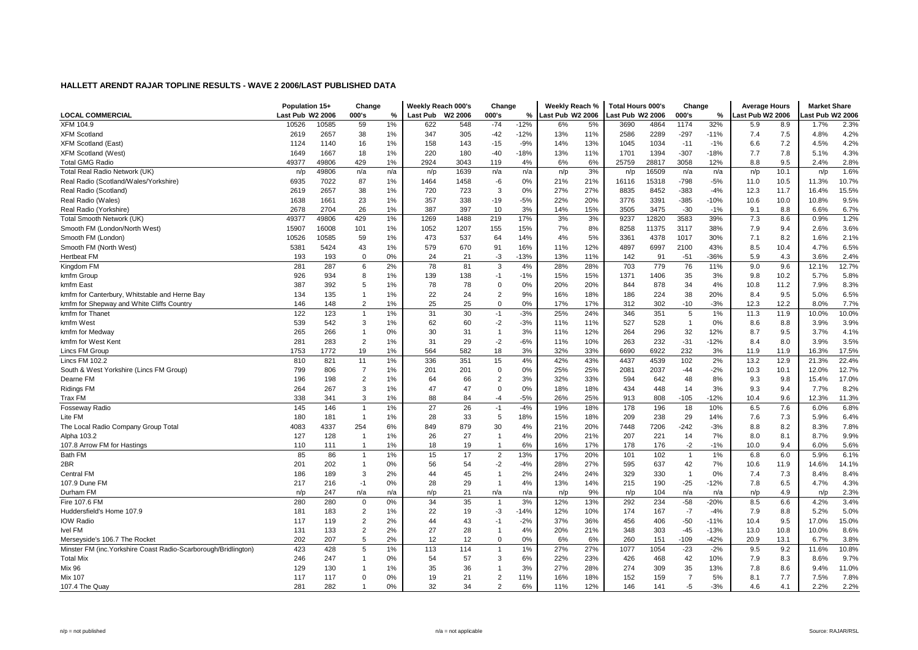## HALLETT ARENDT RAJAR TOPLINE RESULTS - WAVE 2 2006/LAST PUBLISHED DATA

| | Population 15+ | | Change | | Weekly Reach 000's | | Change | | Weekly Reach % | | Total Hours 000's | | Change | | Average Hours | | Market Share | |
|---|---|---|---|---|---|---|---|---|---|---|---|---|---|---|---|---|---|---|
| **LOCAL COMMERCIAL** | Last Pub | W2 2006 | 000's | % | Last Pub | W2 2006 | 000's | % | Last Pub | W2 2006 | Last Pub | W2 2006 | 000's | % | Last Pub | W2 2006 | Last Pub | W2 2006 |
| XFM 104.9 | 10526 | 10585 | 59 | 1% | 622 | 548 | -74 | -12% | 6% | 5% | 3690 | 4864 | 1174 | 32% | 5.9 | 8.9 | 1.7% | 2.3% |
| XFM Scotland | 2619 | 2657 | 38 | 1% | 347 | 305 | -42 | -12% | 13% | 11% | 2586 | 2289 | -297 | -11% | 7.4 | 7.5 | 4.8% | 4.2% |
| XFM Scotland (East) | 1124 | 1140 | 16 | 1% | 158 | 143 | -15 | -9% | 14% | 13% | 1045 | 1034 | -11 | -1% | 6.6 | 7.2 | 4.5% | 4.2% |
| XFM Scotland (West) | 1649 | 1667 | 18 | 1% | 220 | 180 | -40 | -18% | 13% | 11% | 1701 | 1394 | -307 | -18% | 7.7 | 7.8 | 5.1% | 4.3% |
| Total GMG Radio | 49377 | 49806 | 429 | 1% | 2924 | 3043 | 119 | 4% | 6% | 6% | 25759 | 28817 | 3058 | 12% | 8.8 | 9.5 | 2.4% | 2.8% |
| Total Real Radio Network (UK) | n/p | 49806 | n/a | n/a | n/p | 1639 | n/a | n/a | n/p | 3% | n/p | 16509 | n/a | n/a | n/p | 10.1 | n/p | 1.6% |
| Real Radio (Scotland/Wales/Yorkshire) | 6935 | 7022 | 87 | 1% | 1464 | 1458 | -6 | 0% | 21% | 21% | 16116 | 15318 | -798 | -5% | 11.0 | 10.5 | 11.3% | 10.7% |
| Real Radio (Scotland) | 2619 | 2657 | 38 | 1% | 720 | 723 | 3 | 0% | 27% | 27% | 8835 | 8452 | -383 | -4% | 12.3 | 11.7 | 16.4% | 15.5% |
| Real Radio (Wales) | 1638 | 1661 | 23 | 1% | 357 | 338 | -19 | -5% | 22% | 20% | 3776 | 3391 | -385 | -10% | 10.6 | 10.0 | 10.8% | 9.5% |
| Real Radio (Yorkshire) | 2678 | 2704 | 26 | 1% | 387 | 397 | 10 | 3% | 14% | 15% | 3505 | 3475 | -30 | -1% | 9.1 | 8.8 | 6.6% | 6.7% |
| Total Smooth Network (UK) | 49377 | 49806 | 429 | 1% | 1269 | 1488 | 219 | 17% | 3% | 3% | 9237 | 12820 | 3583 | 39% | 7.3 | 8.6 | 0.9% | 1.2% |
| Smooth FM (London/North West) | 15907 | 16008 | 101 | 1% | 1052 | 1207 | 155 | 15% | 7% | 8% | 8258 | 11375 | 3117 | 38% | 7.9 | 9.4 | 2.6% | 3.6% |
| Smooth FM (London) | 10526 | 10585 | 59 | 1% | 473 | 537 | 64 | 14% | 4% | 5% | 3361 | 4378 | 1017 | 30% | 7.1 | 8.2 | 1.6% | 2.1% |
| Smooth FM (North West) | 5381 | 5424 | 43 | 1% | 579 | 670 | 91 | 16% | 11% | 12% | 4897 | 6997 | 2100 | 43% | 8.5 | 10.4 | 4.7% | 6.5% |
| Hertbeat FM | 193 | 193 | 0 | 0% | 24 | 21 | -3 | -13% | 13% | 11% | 142 | 91 | -51 | -36% | 5.9 | 4.3 | 3.6% | 2.4% |
| Kingdom FM | 281 | 287 | 6 | 2% | 78 | 81 | 3 | 4% | 28% | 28% | 703 | 779 | 76 | 11% | 9.0 | 9.6 | 12.1% | 12.7% |
| kmfm Group | 926 | 934 | 8 | 1% | 139 | 138 | -1 | -1% | 15% | 15% | 1371 | 1406 | 35 | 3% | 9.8 | 10.2 | 5.7% | 5.8% |
| kmfm East | 387 | 392 | 5 | 1% | 78 | 78 | 0 | 0% | 20% | 20% | 844 | 878 | 34 | 4% | 10.8 | 11.2 | 7.9% | 8.3% |
| kmfm for Canterbury, Whitstable and Herne Bay | 134 | 135 | 1 | 1% | 22 | 24 | 2 | 9% | 16% | 18% | 186 | 224 | 38 | 20% | 8.4 | 9.5 | 5.0% | 6.5% |
| kmfm for Shepway and White Cliffs Country | 146 | 148 | 2 | 1% | 25 | 25 | 0 | 0% | 17% | 17% | 312 | 302 | -10 | -3% | 12.3 | 12.2 | 8.0% | 7.7% |
| kmfm for Thanet | 122 | 123 | 1 | 1% | 31 | 30 | -1 | -3% | 25% | 24% | 346 | 351 | 5 | 1% | 11.3 | 11.9 | 10.0% | 10.0% |
| kmfm West | 539 | 542 | 3 | 1% | 62 | 60 | -2 | -3% | 11% | 11% | 527 | 528 | 1 | 0% | 8.6 | 8.8 | 3.9% | 3.9% |
| kmfm for Medway | 265 | 266 | 1 | 0% | 30 | 31 | 1 | 3% | 11% | 12% | 264 | 296 | 32 | 12% | 8.7 | 9.5 | 3.7% | 4.1% |
| kmfm for West Kent | 281 | 283 | 2 | 1% | 31 | 29 | -2 | -6% | 11% | 10% | 263 | 232 | -31 | -12% | 8.4 | 8.0 | 3.9% | 3.5% |
| Lincs FM Group | 1753 | 1772 | 19 | 1% | 564 | 582 | 18 | 3% | 32% | 33% | 6690 | 6922 | 232 | 3% | 11.9 | 11.9 | 16.3% | 17.5% |
| Lincs FM 102.2 | 810 | 821 | 11 | 1% | 336 | 351 | 15 | 4% | 42% | 43% | 4437 | 4539 | 102 | 2% | 13.2 | 12.9 | 21.3% | 22.4% |
| South & West Yorkshire (Lincs FM Group) | 799 | 806 | 7 | 1% | 201 | 201 | 0 | 0% | 25% | 25% | 2081 | 2037 | -44 | -2% | 10.3 | 10.1 | 12.0% | 12.7% |
| Dearne FM | 196 | 198 | 2 | 1% | 64 | 66 | 2 | 3% | 32% | 33% | 594 | 642 | 48 | 8% | 9.3 | 9.8 | 15.4% | 17.0% |
| Ridings FM | 264 | 267 | 3 | 1% | 47 | 47 | 0 | 0% | 18% | 18% | 434 | 448 | 14 | 3% | 9.3 | 9.4 | 7.7% | 8.2% |
| Trax FM | 338 | 341 | 3 | 1% | 88 | 84 | -4 | -5% | 26% | 25% | 913 | 808 | -105 | -12% | 10.4 | 9.6 | 12.3% | 11.3% |
| Fosseway Radio | 145 | 146 | 1 | 1% | 27 | 26 | -1 | -4% | 19% | 18% | 178 | 196 | 18 | 10% | 6.5 | 7.6 | 6.0% | 6.8% |
| Lite FM | 180 | 181 | 1 | 1% | 28 | 33 | 5 | 18% | 15% | 18% | 209 | 238 | 29 | 14% | 7.6 | 7.3 | 5.9% | 6.4% |
| The Local Radio Company Group Total | 4083 | 4337 | 254 | 6% | 849 | 879 | 30 | 4% | 21% | 20% | 7448 | 7206 | -242 | -3% | 8.8 | 8.2 | 8.3% | 7.8% |
| Alpha 103.2 | 127 | 128 | 1 | 1% | 26 | 27 | 1 | 4% | 20% | 21% | 207 | 221 | 14 | 7% | 8.0 | 8.1 | 8.7% | 9.9% |
| 107.8 Arrow FM for Hastings | 110 | 111 | 1 | 1% | 18 | 19 | 1 | 6% | 16% | 17% | 178 | 176 | -2 | -1% | 10.0 | 9.4 | 6.0% | 5.6% |
| Bath FM | 85 | 86 | 1 | 1% | 15 | 17 | 2 | 13% | 17% | 20% | 101 | 102 | 1 | 1% | 6.8 | 6.0 | 5.9% | 6.1% |
| 2BR | 201 | 202 | 1 | 0% | 56 | 54 | -2 | -4% | 28% | 27% | 595 | 637 | 42 | 7% | 10.6 | 11.9 | 14.6% | 14.1% |
| Central FM | 186 | 189 | 3 | 2% | 44 | 45 | 1 | 2% | 24% | 24% | 329 | 330 | 1 | 0% | 7.4 | 7.3 | 8.4% | 8.4% |
| 107.9 Dune FM | 217 | 216 | -1 | 0% | 28 | 29 | 1 | 4% | 13% | 14% | 215 | 190 | -25 | -12% | 7.8 | 6.5 | 4.7% | 4.3% |
| Durham FM | n/p | 247 | n/a | n/a | n/p | 21 | n/a | n/a | n/p | 9% | n/p | 104 | n/a | n/a | n/p | 4.9 | n/p | 2.3% |
| Fire 107.6 FM | 280 | 280 | 0 | 0% | 34 | 35 | 1 | 3% | 12% | 13% | 292 | 234 | -58 | -20% | 8.5 | 6.6 | 4.2% | 3.4% |
| Huddersfield's Home 107.9 | 181 | 183 | 2 | 1% | 22 | 19 | -3 | -14% | 12% | 10% | 174 | 167 | -7 | -4% | 7.9 | 8.8 | 5.2% | 5.0% |
| IOW Radio | 117 | 119 | 2 | 2% | 44 | 43 | -1 | -2% | 37% | 36% | 456 | 406 | -50 | -11% | 10.4 | 9.5 | 17.0% | 15.0% |
| Ivel FM | 131 | 133 | 2 | 2% | 27 | 28 | 1 | 4% | 20% | 21% | 348 | 303 | -45 | -13% | 13.0 | 10.8 | 10.0% | 8.6% |
| Merseyside's 106.7 The Rocket | 202 | 207 | 5 | 2% | 12 | 12 | 0 | 0% | 6% | 6% | 260 | 151 | -109 | -42% | 20.9 | 13.1 | 6.7% | 3.8% |
| Minster FM (inc.Yorkshire Coast Radio-Scarborough/Bridlington) | 423 | 428 | 5 | 1% | 113 | 114 | 1 | 1% | 27% | 27% | 1077 | 1054 | -23 | -2% | 9.5 | 9.2 | 11.6% | 10.8% |
| Total Mix | 246 | 247 | 1 | 0% | 54 | 57 | 3 | 6% | 22% | 23% | 426 | 468 | 42 | 10% | 7.9 | 8.3 | 8.6% | 9.7% |
| Mix 96 | 129 | 130 | 1 | 1% | 35 | 36 | 1 | 3% | 27% | 28% | 274 | 309 | 35 | 13% | 7.8 | 8.6 | 9.4% | 11.0% |
| Mix 107 | 117 | 117 | 0 | 0% | 19 | 21 | 2 | 11% | 16% | 18% | 152 | 159 | 7 | 5% | 8.1 | 7.7 | 7.5% | 7.8% |
| 107.4 The Quay | 281 | 282 | 1 | 0% | 32 | 34 | 2 | 6% | 11% | 12% | 146 | 141 | -5 | -3% | 4.6 | 4.1 | 2.2% | 2.2% |

n/p = not published    n/a = not applicable    Source: RAJAR/RSL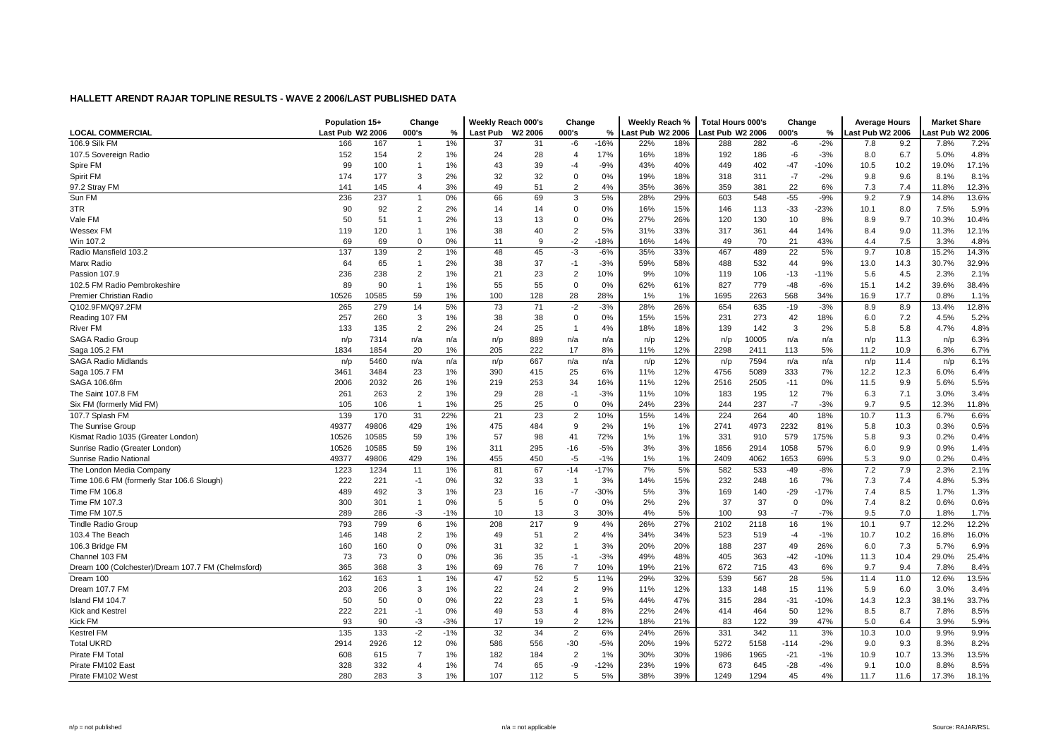## HALLETT ARENDT RAJAR TOPLINE RESULTS - WAVE 2 2006/LAST PUBLISHED DATA

| | Population 15+ | | Change | | Weekly Reach 000's | | Change | | Weekly Reach % | | Total Hours 000's | | Change | | Average Hours | | Market Share | |
|---|---|---|---|---|---|---|---|---|---|---|---|---|---|---|---|---|---|---|
| **LOCAL COMMERCIAL** | Last Pub | W2 2006 | 000's | % | Last Pub | W2 2006 | 000's | % | Last Pub | W2 2006 | Last Pub | W2 2006 | 000's | % | Last Pub | W2 2006 | Last Pub | W2 2006 |
| 106.9 Silk FM | 166 | 167 | 1 | 1% | 37 | 31 | -6 | -16% | 22% | 18% | 288 | 282 | -6 | -2% | 7.8 | 9.2 | 7.8% | 7.2% |
| 107.5 Sovereign Radio | 152 | 154 | 2 | 1% | 24 | 28 | 4 | 17% | 16% | 18% | 192 | 186 | -6 | -3% | 8.0 | 6.7 | 5.0% | 4.8% |
| Spire FM | 99 | 100 | 1 | 1% | 43 | 39 | -4 | -9% | 43% | 40% | 449 | 402 | -47 | -10% | 10.5 | 10.2 | 19.0% | 17.1% |
| Spirit FM | 174 | 177 | 3 | 2% | 32 | 32 | 0 | 0% | 19% | 18% | 318 | 311 | -7 | -2% | 9.8 | 9.6 | 8.1% | 8.1% |
| 97.2 Stray FM | 141 | 145 | 4 | 3% | 49 | 51 | 2 | 4% | 35% | 36% | 359 | 381 | 22 | 6% | 7.3 | 7.4 | 11.8% | 12.3% |
| Sun FM | 236 | 237 | 1 | 0% | 66 | 69 | 3 | 5% | 28% | 29% | 603 | 548 | -55 | -9% | 9.2 | 7.9 | 14.8% | 13.6% |
| 3TR | 90 | 92 | 2 | 2% | 14 | 14 | 0 | 0% | 16% | 15% | 146 | 113 | -33 | -23% | 10.1 | 8.0 | 7.5% | 5.9% |
| Vale FM | 50 | 51 | 1 | 2% | 13 | 13 | 0 | 0% | 27% | 26% | 120 | 130 | 10 | 8% | 8.9 | 9.7 | 10.3% | 10.4% |
| Wessex FM | 119 | 120 | 1 | 1% | 38 | 40 | 2 | 5% | 31% | 33% | 317 | 361 | 44 | 14% | 8.4 | 9.0 | 11.3% | 12.1% |
| Win 107.2 | 69 | 69 | 0 | 0% | 11 | 9 | -2 | -18% | 16% | 14% | 49 | 70 | 21 | 43% | 4.4 | 7.5 | 3.3% | 4.8% |
| Radio Mansfield 103.2 | 137 | 139 | 2 | 1% | 48 | 45 | -3 | -6% | 35% | 33% | 467 | 489 | 22 | 5% | 9.7 | 10.8 | 15.2% | 14.3% |
| Manx Radio | 64 | 65 | 1 | 2% | 38 | 37 | -1 | -3% | 59% | 58% | 488 | 532 | 44 | 9% | 13.0 | 14.3 | 30.7% | 32.9% |
| Passion 107.9 | 236 | 238 | 2 | 1% | 21 | 23 | 2 | 10% | 9% | 10% | 119 | 106 | -13 | -11% | 5.6 | 4.5 | 2.3% | 2.1% |
| 102.5 FM Radio Pembrokeshire | 89 | 90 | 1 | 1% | 55 | 55 | 0 | 0% | 62% | 61% | 827 | 779 | -48 | -6% | 15.1 | 14.2 | 39.6% | 38.4% |
| Premier Christian Radio | 10526 | 10585 | 59 | 1% | 100 | 128 | 28 | 28% | 1% | 1% | 1695 | 2263 | 568 | 34% | 16.9 | 17.7 | 0.8% | 1.1% |
| Q102.9FM/Q97.2FM | 265 | 279 | 14 | 5% | 73 | 71 | -2 | -3% | 28% | 26% | 654 | 635 | -19 | -3% | 8.9 | 8.9 | 13.4% | 12.8% |
| Reading 107 FM | 257 | 260 | 3 | 1% | 38 | 38 | 0 | 0% | 15% | 15% | 231 | 273 | 42 | 18% | 6.0 | 7.2 | 4.5% | 5.2% |
| River FM | 133 | 135 | 2 | 2% | 24 | 25 | 1 | 4% | 18% | 18% | 139 | 142 | 3 | 2% | 5.8 | 5.8 | 4.7% | 4.8% |
| SAGA Radio Group | n/p | 7314 | n/a | n/a | n/p | 889 | n/a | n/a | n/p | 12% | n/p | 10005 | n/a | n/a | n/p | 11.3 | n/p | 6.3% |
| Saga 105.2 FM | 1834 | 1854 | 20 | 1% | 205 | 222 | 17 | 8% | 11% | 12% | 2298 | 2411 | 113 | 5% | 11.2 | 10.9 | 6.3% | 6.7% |
| SAGA Radio Midlands | n/p | 5460 | n/a | n/a | n/p | 667 | n/a | n/a | n/p | 12% | n/p | 7594 | n/a | n/a | n/p | 11.4 | n/p | 6.1% |
| Saga 105.7 FM | 3461 | 3484 | 23 | 1% | 390 | 415 | 25 | 6% | 11% | 12% | 4756 | 5089 | 333 | 7% | 12.2 | 12.3 | 6.0% | 6.4% |
| SAGA 106.6fm | 2006 | 2032 | 26 | 1% | 219 | 253 | 34 | 16% | 11% | 12% | 2516 | 2505 | -11 | 0% | 11.5 | 9.9 | 5.6% | 5.5% |
| The Saint 107.8 FM | 261 | 263 | 2 | 1% | 29 | 28 | -1 | -3% | 11% | 10% | 183 | 195 | 12 | 7% | 6.3 | 7.1 | 3.0% | 3.4% |
| Six FM (formerly Mid FM) | 105 | 106 | 1 | 1% | 25 | 25 | 0 | 0% | 24% | 23% | 244 | 237 | -7 | -3% | 9.7 | 9.5 | 12.3% | 11.8% |
| 107.7 Splash FM | 139 | 170 | 31 | 22% | 21 | 23 | 2 | 10% | 15% | 14% | 224 | 264 | 40 | 18% | 10.7 | 11.3 | 6.7% | 6.6% |
| The Sunrise Group | 49377 | 49806 | 429 | 1% | 475 | 484 | 9 | 2% | 1% | 1% | 2741 | 4973 | 2232 | 81% | 5.8 | 10.3 | 0.3% | 0.5% |
| Kismat Radio 1035 (Greater London) | 10526 | 10585 | 59 | 1% | 57 | 98 | 41 | 72% | 1% | 1% | 331 | 910 | 579 | 175% | 5.8 | 9.3 | 0.2% | 0.4% |
| Sunrise Radio (Greater London) | 10526 | 10585 | 59 | 1% | 311 | 295 | -16 | -5% | 3% | 3% | 1856 | 2914 | 1058 | 57% | 6.0 | 9.9 | 0.9% | 1.4% |
| Sunrise Radio National | 49377 | 49806 | 429 | 1% | 455 | 450 | -5 | -1% | 1% | 1% | 2409 | 4062 | 1653 | 69% | 5.3 | 9.0 | 0.2% | 0.4% |
| The London Media Company | 1223 | 1234 | 11 | 1% | 81 | 67 | -14 | -17% | 7% | 5% | 582 | 533 | -49 | -8% | 7.2 | 7.9 | 2.3% | 2.1% |
| Time 106.6 FM (formerly Star 106.6 Slough) | 222 | 221 | -1 | 0% | 32 | 33 | 1 | 3% | 14% | 15% | 232 | 248 | 16 | 7% | 7.3 | 7.4 | 4.8% | 5.3% |
| Time FM 106.8 | 489 | 492 | 3 | 1% | 23 | 16 | -7 | -30% | 5% | 3% | 169 | 140 | -29 | -17% | 7.4 | 8.5 | 1.7% | 1.3% |
| Time FM 107.3 | 300 | 301 | 1 | 0% | 5 | 5 | 0 | 0% | 2% | 2% | 37 | 37 | 0 | 0% | 7.4 | 8.2 | 0.6% | 0.6% |
| Time FM 107.5 | 289 | 286 | -3 | -1% | 10 | 13 | 3 | 30% | 4% | 5% | 100 | 93 | -7 | -7% | 9.5 | 7.0 | 1.8% | 1.7% |
| Tindle Radio Group | 793 | 799 | 6 | 1% | 208 | 217 | 9 | 4% | 26% | 27% | 2102 | 2118 | 16 | 1% | 10.1 | 9.7 | 12.2% | 12.2% |
| 103.4 The Beach | 146 | 148 | 2 | 1% | 49 | 51 | 2 | 4% | 34% | 34% | 523 | 519 | -4 | -1% | 10.7 | 10.2 | 16.8% | 16.0% |
| 106.3 Bridge FM | 160 | 160 | 0 | 0% | 31 | 32 | 1 | 3% | 20% | 20% | 188 | 237 | 49 | 26% | 6.0 | 7.3 | 5.7% | 6.9% |
| Channel 103 FM | 73 | 73 | 0 | 0% | 36 | 35 | -1 | -3% | 49% | 48% | 405 | 363 | -42 | -10% | 11.3 | 10.4 | 29.0% | 25.4% |
| Dream 100 (Colchester)/Dream 107.7 FM (Chelmsford) | 365 | 368 | 3 | 1% | 69 | 76 | 7 | 10% | 19% | 21% | 672 | 715 | 43 | 6% | 9.7 | 9.4 | 7.8% | 8.4% |
| Dream 100 | 162 | 163 | 1 | 1% | 47 | 52 | 5 | 11% | 29% | 32% | 539 | 567 | 28 | 5% | 11.4 | 11.0 | 12.6% | 13.5% |
| Dream 107.7 FM | 203 | 206 | 3 | 1% | 22 | 24 | 2 | 9% | 11% | 12% | 133 | 148 | 15 | 11% | 5.9 | 6.0 | 3.0% | 3.4% |
| Island FM 104.7 | 50 | 50 | 0 | 0% | 22 | 23 | 1 | 5% | 44% | 47% | 315 | 284 | -31 | -10% | 14.3 | 12.3 | 38.1% | 33.7% |
| Kick and Kestrel | 222 | 221 | -1 | 0% | 49 | 53 | 4 | 8% | 22% | 24% | 414 | 464 | 50 | 12% | 8.5 | 8.7 | 7.8% | 8.5% |
| Kick FM | 93 | 90 | -3 | -3% | 17 | 19 | 2 | 12% | 18% | 21% | 83 | 122 | 39 | 47% | 5.0 | 6.4 | 3.9% | 5.9% |
| Kestrel FM | 135 | 133 | -2 | -1% | 32 | 34 | 2 | 6% | 24% | 26% | 331 | 342 | 11 | 3% | 10.3 | 10.0 | 9.9% | 9.9% |
| Total UKRD | 2914 | 2926 | 12 | 0% | 586 | 556 | -30 | -5% | 20% | 19% | 5272 | 5158 | -114 | -2% | 9.0 | 9.3 | 8.3% | 8.2% |
| Pirate FM Total | 608 | 615 | 7 | 1% | 182 | 184 | 2 | 1% | 30% | 30% | 1986 | 1965 | -21 | -1% | 10.9 | 10.7 | 13.3% | 13.5% |
| Pirate FM102 East | 328 | 332 | 4 | 1% | 74 | 65 | -9 | -12% | 23% | 19% | 673 | 645 | -28 | -4% | 9.1 | 10.0 | 8.8% | 8.5% |
| Pirate FM102 West | 280 | 283 | 3 | 1% | 107 | 112 | 5 | 5% | 38% | 39% | 1249 | 1294 | 45 | 4% | 11.7 | 11.6 | 17.3% | 18.1% |

n/p = not published n/a = not applicable Source: RAJAR/RSL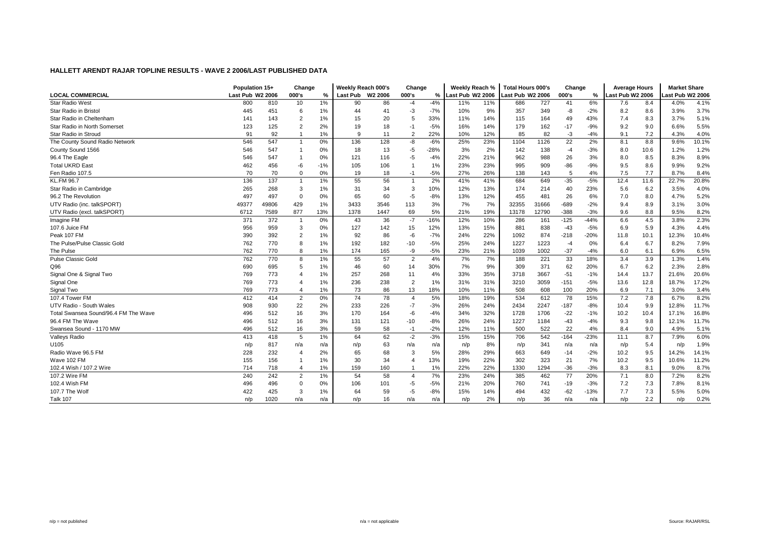## HALLETT ARENDT RAJAR TOPLINE RESULTS - WAVE 2 2006/LAST PUBLISHED DATA

| LOCAL COMMERCIAL | Population 15+ | | Change | | Weekly Reach 000's | | Change | | Weekly Reach % | | Total Hours 000's | | Change | | Average Hours | | Market Share | |
|---|---|---|---|---|---|---|---|---|---|---|---|---|---|---|---|---|---|---|
| | Last Pub | W2 2006 | 000's | % | Last Pub | W2 2006 | 000's | % | Last Pub | W2 2006 | Last Pub | W2 2006 | 000's | % | Last Pub | W2 2006 | Last Pub | W2 2006 |
| Star Radio West | 800 | 810 | 10 | 1% | 90 | 86 | -4 | -4% | 11% | 11% | 686 | 727 | 41 | 6% | 7.6 | 8.4 | 4.0% | 4.1% |
| Star Radio in Bristol | 445 | 451 | 6 | 1% | 44 | 41 | -3 | -7% | 10% | 9% | 357 | 349 | -8 | -2% | 8.2 | 8.6 | 3.9% | 3.7% |
| Star Radio in Cheltenham | 141 | 143 | 2 | 1% | 15 | 20 | 5 | 33% | 11% | 14% | 115 | 164 | 49 | 43% | 7.4 | 8.3 | 3.7% | 5.1% |
| Star Radio in North Somerset | 123 | 125 | 2 | 2% | 19 | 18 | -1 | -5% | 16% | 14% | 179 | 162 | -17 | -9% | 9.2 | 9.0 | 6.6% | 5.5% |
| Star Radio in Stroud | 91 | 92 | 1 | 1% | 9 | 11 | 2 | 22% | 10% | 12% | 85 | 82 | -3 | -4% | 9.1 | 7.2 | 4.3% | 4.0% |
| The County Sound Radio Network | 546 | 547 | 1 | 0% | 136 | 128 | -8 | -6% | 25% | 23% | 1104 | 1126 | 22 | 2% | 8.1 | 8.8 | 9.6% | 10.1% |
| County Sound 1566 | 546 | 547 | 1 | 0% | 18 | 13 | -5 | -28% | 3% | 2% | 142 | 138 | -4 | -3% | 8.0 | 10.6 | 1.2% | 1.2% |
| 96.4 The Eagle | 546 | 547 | 1 | 0% | 121 | 116 | -5 | -4% | 22% | 21% | 962 | 988 | 26 | 3% | 8.0 | 8.5 | 8.3% | 8.9% |
| Total UKRD East | 462 | 456 | -6 | -1% | 105 | 106 | 1 | 1% | 23% | 23% | 995 | 909 | -86 | -9% | 9.5 | 8.6 | 9.9% | 9.2% |
| Fen Radio 107.5 | 70 | 70 | 0 | 0% | 19 | 18 | -1 | -5% | 27% | 26% | 138 | 143 | 5 | 4% | 7.5 | 7.7 | 8.7% | 8.4% |
| KL.FM 96.7 | 136 | 137 | 1 | 1% | 55 | 56 | 1 | 2% | 41% | 41% | 684 | 649 | -35 | -5% | 12.4 | 11.6 | 22.7% | 20.8% |
| Star Radio in Cambridge | 265 | 268 | 3 | 1% | 31 | 34 | 3 | 10% | 12% | 13% | 174 | 214 | 40 | 23% | 5.6 | 6.2 | 3.5% | 4.0% |
| 96.2 The Revolution | 497 | 497 | 0 | 0% | 65 | 60 | -5 | -8% | 13% | 12% | 455 | 481 | 26 | 6% | 7.0 | 8.0 | 4.7% | 5.2% |
| UTV Radio (inc. talkSPORT) | 49377 | 49806 | 429 | 1% | 3433 | 3546 | 113 | 3% | 7% | 7% | 32355 | 31666 | -689 | -2% | 9.4 | 8.9 | 3.1% | 3.0% |
| UTV Radio (excl. talkSPORT) | 6712 | 7589 | 877 | 13% | 1378 | 1447 | 69 | 5% | 21% | 19% | 13178 | 12790 | -388 | -3% | 9.6 | 8.8 | 9.5% | 8.2% |
| Imagine FM | 371 | 372 | 1 | 0% | 43 | 36 | -7 | -16% | 12% | 10% | 286 | 161 | -125 | -44% | 6.6 | 4.5 | 3.8% | 2.3% |
| 107.6 Juice FM | 956 | 959 | 3 | 0% | 127 | 142 | 15 | 12% | 13% | 15% | 881 | 838 | -43 | -5% | 6.9 | 5.9 | 4.3% | 4.4% |
| Peak 107 FM | 390 | 392 | 2 | 1% | 92 | 86 | -6 | -7% | 24% | 22% | 1092 | 874 | -218 | -20% | 11.8 | 10.1 | 12.3% | 10.4% |
| The Pulse/Pulse Classic Gold | 762 | 770 | 8 | 1% | 192 | 182 | -10 | -5% | 25% | 24% | 1227 | 1223 | -4 | 0% | 6.4 | 6.7 | 8.2% | 7.9% |
| The Pulse | 762 | 770 | 8 | 1% | 174 | 165 | -9 | -5% | 23% | 21% | 1039 | 1002 | -37 | -4% | 6.0 | 6.1 | 6.9% | 6.5% |
| Pulse Classic Gold | 762 | 770 | 8 | 1% | 55 | 57 | 2 | 4% | 7% | 7% | 188 | 221 | 33 | 18% | 3.4 | 3.9 | 1.3% | 1.4% |
| Q96 | 690 | 695 | 5 | 1% | 46 | 60 | 14 | 30% | 7% | 9% | 309 | 371 | 62 | 20% | 6.7 | 6.2 | 2.3% | 2.8% |
| Signal One & Signal Two | 769 | 773 | 4 | 1% | 257 | 268 | 11 | 4% | 33% | 35% | 3718 | 3667 | -51 | -1% | 14.4 | 13.7 | 21.6% | 20.6% |
| Signal One | 769 | 773 | 4 | 1% | 236 | 238 | 2 | 1% | 31% | 31% | 3210 | 3059 | -151 | -5% | 13.6 | 12.8 | 18.7% | 17.2% |
| Signal Two | 769 | 773 | 4 | 1% | 73 | 86 | 13 | 18% | 10% | 11% | 508 | 608 | 100 | 20% | 6.9 | 7.1 | 3.0% | 3.4% |
| 107.4 Tower FM | 412 | 414 | 2 | 0% | 74 | 78 | 4 | 5% | 18% | 19% | 534 | 612 | 78 | 15% | 7.2 | 7.8 | 6.7% | 8.2% |
| UTV Radio - South Wales | 908 | 930 | 22 | 2% | 233 | 226 | -7 | -3% | 26% | 24% | 2434 | 2247 | -187 | -8% | 10.4 | 9.9 | 12.8% | 11.7% |
| Total Swansea Sound/96.4 FM The Wave | 496 | 512 | 16 | 3% | 170 | 164 | -6 | -4% | 34% | 32% | 1728 | 1706 | -22 | -1% | 10.2 | 10.4 | 17.1% | 16.8% |
| 96.4 FM The Wave | 496 | 512 | 16 | 3% | 131 | 121 | -10 | -8% | 26% | 24% | 1227 | 1184 | -43 | -4% | 9.3 | 9.8 | 12.1% | 11.7% |
| Swansea Sound - 1170 MW | 496 | 512 | 16 | 3% | 59 | 58 | -1 | -2% | 12% | 11% | 500 | 522 | 22 | 4% | 8.4 | 9.0 | 4.9% | 5.1% |
| Valleys Radio | 413 | 418 | 5 | 1% | 64 | 62 | -2 | -3% | 15% | 15% | 706 | 542 | -164 | -23% | 11.1 | 8.7 | 7.9% | 6.0% |
| U105 | n/p | 817 | n/a | n/a | n/p | 63 | n/a | n/a | n/p | 8% | n/p | 341 | n/a | n/a | n/p | 5.4 | n/p | 1.9% |
| Radio Wave 96.5 FM | 228 | 232 | 4 | 2% | 65 | 68 | 3 | 5% | 28% | 29% | 663 | 649 | -14 | -2% | 10.2 | 9.5 | 14.2% | 14.1% |
| Wave 102 FM | 155 | 156 | 1 | 1% | 30 | 34 | 4 | 13% | 19% | 22% | 302 | 323 | 21 | 7% | 10.2 | 9.5 | 10.6% | 11.2% |
| 102.4 Wish / 107.2 Wire | 714 | 718 | 4 | 1% | 159 | 160 | 1 | 1% | 22% | 22% | 1330 | 1294 | -36 | -3% | 8.3 | 8.1 | 9.0% | 8.7% |
| 107.2 Wire FM | 240 | 242 | 2 | 1% | 54 | 58 | 4 | 7% | 23% | 24% | 385 | 462 | 77 | 20% | 7.1 | 8.0 | 7.2% | 8.2% |
| 102.4 Wish FM | 496 | 496 | 0 | 0% | 106 | 101 | -5 | -5% | 21% | 20% | 760 | 741 | -19 | -3% | 7.2 | 7.3 | 7.8% | 8.1% |
| 107.7 The Wolf | 422 | 425 | 3 | 1% | 64 | 59 | -5 | -8% | 15% | 14% | 494 | 432 | -62 | -13% | 7.7 | 7.3 | 5.5% | 5.0% |
| Talk 107 | n/p | 1020 | n/a | n/a | n/p | 16 | n/a | n/a | n/p | 2% | n/p | 36 | n/a | n/a | n/p | 2.2 | n/p | 0.2% |

n/p = not published    n/a = not applicable    Source: RAJAR/RSL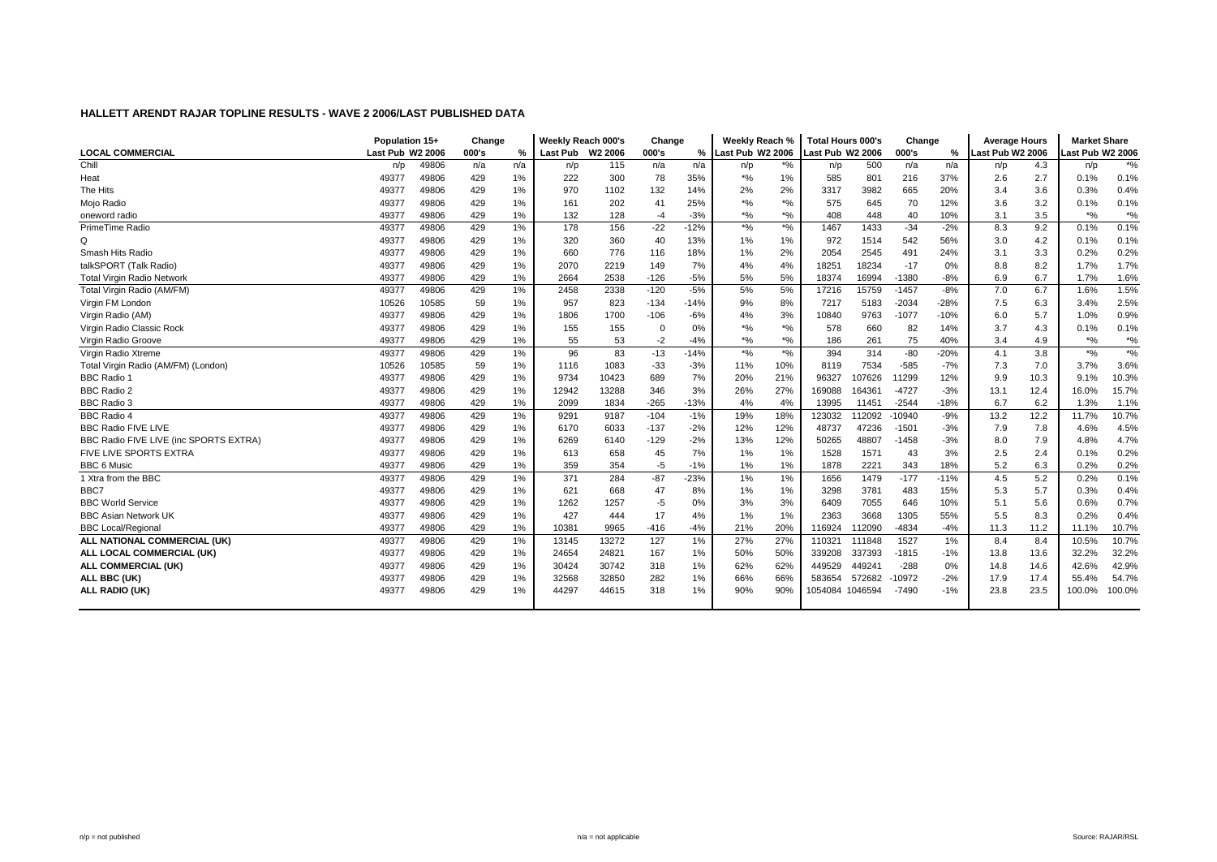# HALLETT ARENDT RAJAR TOPLINE RESULTS - WAVE 2 2006/LAST PUBLISHED DATA

| | Population 15+ | | Change | | Weekly Reach 000's | | Change | | Weekly Reach % | | Total Hours 000's | | Change | | Average Hours | | Market Share | |
|---|---|---|---|---|---|---|---|---|---|---|---|---|---|---|---|---|---|---|
| **LOCAL COMMERCIAL** | Last Pub | W2 2006 | 000's | % | Last Pub | W2 2006 | 000's | % | Last Pub | W2 2006 | Last Pub | W2 2006 | 000's | % | Last Pub | W2 2006 | Last Pub | W2 2006 |
| Chill | n/p | 49806 | n/a | n/a | n/p | 115 | n/a | n/a | n/p | *% | n/p | 500 | n/a | n/a | n/p | 4.3 | n/p | *% |
| Heat | 49377 | 49806 | 429 | 1% | 222 | 300 | 78 | 35% | *% | 1% | 585 | 801 | 216 | 37% | 2.6 | 2.7 | 0.1% | 0.1% |
| The Hits | 49377 | 49806 | 429 | 1% | 970 | 1102 | 132 | 14% | 2% | 2% | 3317 | 3982 | 665 | 20% | 3.4 | 3.6 | 0.3% | 0.4% |
| Mojo Radio | 49377 | 49806 | 429 | 1% | 161 | 202 | 41 | 25% | *% | *% | 575 | 645 | 70 | 12% | 3.6 | 3.2 | 0.1% | 0.1% |
| oneword radio | 49377 | 49806 | 429 | 1% | 132 | 128 | -4 | -3% | *% | *% | 408 | 448 | 40 | 10% | 3.1 | 3.5 | *% | *% |
| PrimeTime Radio | 49377 | 49806 | 429 | 1% | 178 | 156 | -22 | -12% | *% | *% | 1467 | 1433 | -34 | -2% | 8.3 | 9.2 | 0.1% | 0.1% |
| Q | 49377 | 49806 | 429 | 1% | 320 | 360 | 40 | 13% | 1% | 1% | 972 | 1514 | 542 | 56% | 3.0 | 4.2 | 0.1% | 0.1% |
| Smash Hits Radio | 49377 | 49806 | 429 | 1% | 660 | 776 | 116 | 18% | 1% | 2% | 2054 | 2545 | 491 | 24% | 3.1 | 3.3 | 0.2% | 0.2% |
| talkSPORT (Talk Radio) | 49377 | 49806 | 429 | 1% | 2070 | 2219 | 149 | 7% | 4% | 4% | 18251 | 18234 | -17 | 0% | 8.8 | 8.2 | 1.7% | 1.7% |
| Total Virgin Radio Network | 49377 | 49806 | 429 | 1% | 2664 | 2538 | -126 | -5% | 5% | 5% | 18374 | 16994 | -1380 | -8% | 6.9 | 6.7 | 1.7% | 1.6% |
| Total Virgin Radio (AM/FM) | 49377 | 49806 | 429 | 1% | 2458 | 2338 | -120 | -5% | 5% | 5% | 17216 | 15759 | -1457 | -8% | 7.0 | 6.7 | 1.6% | 1.5% |
| Virgin FM London | 10526 | 10585 | 59 | 1% | 957 | 823 | -134 | -14% | 9% | 8% | 7217 | 5183 | -2034 | -28% | 7.5 | 6.3 | 3.4% | 2.5% |
| Virgin Radio (AM) | 49377 | 49806 | 429 | 1% | 1806 | 1700 | -106 | -6% | 4% | 3% | 10840 | 9763 | -1077 | -10% | 6.0 | 5.7 | 1.0% | 0.9% |
| Virgin Radio Classic Rock | 49377 | 49806 | 429 | 1% | 155 | 155 | 0 | 0% | *% | *% | 578 | 660 | 82 | 14% | 3.7 | 4.3 | 0.1% | 0.1% |
| Virgin Radio Groove | 49377 | 49806 | 429 | 1% | 55 | 53 | -2 | -4% | *% | *% | 186 | 261 | 75 | 40% | 3.4 | 4.9 | *% | *% |
| Virgin Radio Xtreme | 49377 | 49806 | 429 | 1% | 96 | 83 | -13 | -14% | *% | *% | 394 | 314 | -80 | -20% | 4.1 | 3.8 | *% | *% |
| Total Virgin Radio (AM/FM) (London) | 10526 | 10585 | 59 | 1% | 1116 | 1083 | -33 | -3% | 11% | 10% | 8119 | 7534 | -585 | -7% | 7.3 | 7.0 | 3.7% | 3.6% |
| BBC Radio 1 | 49377 | 49806 | 429 | 1% | 9734 | 10423 | 689 | 7% | 20% | 21% | 96327 | 107626 | 11299 | 12% | 9.9 | 10.3 | 9.1% | 10.3% |
| BBC Radio 2 | 49377 | 49806 | 429 | 1% | 12942 | 13288 | 346 | 3% | 26% | 27% | 169088 | 164361 | -4727 | -3% | 13.1 | 12.4 | 16.0% | 15.7% |
| BBC Radio 3 | 49377 | 49806 | 429 | 1% | 2099 | 1834 | -265 | -13% | 4% | 4% | 13995 | 11451 | -2544 | -18% | 6.7 | 6.2 | 1.3% | 1.1% |
| BBC Radio 4 | 49377 | 49806 | 429 | 1% | 9291 | 9187 | -104 | -1% | 19% | 18% | 123032 | 112092 | -10940 | -9% | 13.2 | 12.2 | 11.7% | 10.7% |
| BBC Radio FIVE LIVE | 49377 | 49806 | 429 | 1% | 6170 | 6033 | -137 | -2% | 12% | 12% | 48737 | 47236 | -1501 | -3% | 7.9 | 7.8 | 4.6% | 4.5% |
| BBC Radio FIVE LIVE (inc SPORTS EXTRA) | 49377 | 49806 | 429 | 1% | 6269 | 6140 | -129 | -2% | 13% | 12% | 50265 | 48807 | -1458 | -3% | 8.0 | 7.9 | 4.8% | 4.7% |
| FIVE LIVE SPORTS EXTRA | 49377 | 49806 | 429 | 1% | 613 | 658 | 45 | 7% | 1% | 1% | 1528 | 1571 | 43 | 3% | 2.5 | 2.4 | 0.1% | 0.2% |
| BBC 6 Music | 49377 | 49806 | 429 | 1% | 359 | 354 | -5 | -1% | 1% | 1% | 1878 | 2221 | 343 | 18% | 5.2 | 6.3 | 0.2% | 0.2% |
| 1 Xtra from the BBC | 49377 | 49806 | 429 | 1% | 371 | 284 | -87 | -23% | 1% | 1% | 1656 | 1479 | -177 | -11% | 4.5 | 5.2 | 0.2% | 0.1% |
| BBC7 | 49377 | 49806 | 429 | 1% | 621 | 668 | 47 | 8% | 1% | 1% | 3298 | 3781 | 483 | 15% | 5.3 | 5.7 | 0.3% | 0.4% |
| BBC World Service | 49377 | 49806 | 429 | 1% | 1262 | 1257 | -5 | 0% | 3% | 3% | 6409 | 7055 | 646 | 10% | 5.1 | 5.6 | 0.6% | 0.7% |
| BBC Asian Network UK | 49377 | 49806 | 429 | 1% | 427 | 444 | 17 | 4% | 1% | 1% | 2363 | 3668 | 1305 | 55% | 5.5 | 8.3 | 0.2% | 0.4% |
| BBC Local/Regional | 49377 | 49806 | 429 | 1% | 10381 | 9965 | -416 | -4% | 21% | 20% | 116924 | 112090 | -4834 | -4% | 11.3 | 11.2 | 11.1% | 10.7% |
| **ALL NATIONAL COMMERCIAL (UK)** | 49377 | 49806 | 429 | 1% | 13145 | 13272 | 127 | 1% | 27% | 27% | 110321 | 111848 | 1527 | 1% | 8.4 | 8.4 | 10.5% | 10.7% |
| **ALL LOCAL COMMERCIAL (UK)** | 49377 | 49806 | 429 | 1% | 24654 | 24821 | 167 | 1% | 50% | 50% | 339208 | 337393 | -1815 | -1% | 13.8 | 13.6 | 32.2% | 32.2% |
| **ALL COMMERCIAL (UK)** | 49377 | 49806 | 429 | 1% | 30424 | 30742 | 318 | 1% | 62% | 62% | 449529 | 449241 | -288 | 0% | 14.8 | 14.6 | 42.6% | 42.9% |
| **ALL BBC (UK)** | 49377 | 49806 | 429 | 1% | 32568 | 32850 | 282 | 1% | 66% | 66% | 583654 | 572682 | -10972 | -2% | 17.9 | 17.4 | 55.4% | 54.7% |
| **ALL RADIO (UK)** | 49377 | 49806 | 429 | 1% | 44297 | 44615 | 318 | 1% | 90% | 90% | 1054084 | 1046594 | -7490 | -1% | 23.8 | 23.5 | 100.0% | 100.0% |

n/p = not published

n/a = not applicable

Source: RAJAR/RSL